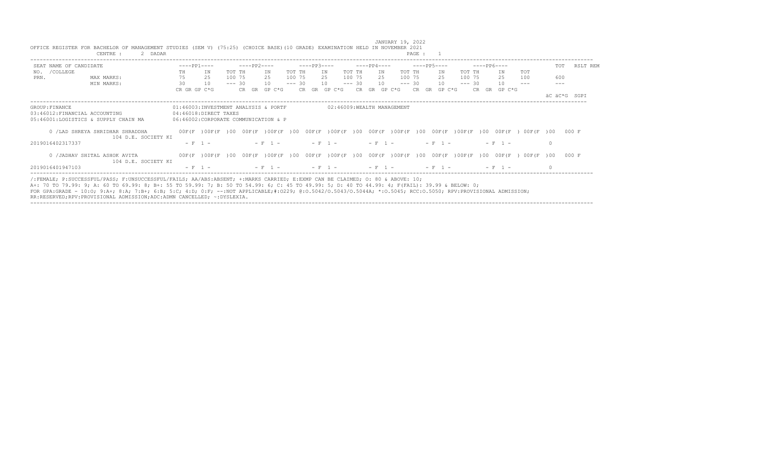JANUARY 19, 2022

OFFICE REGISTER FOR BACHELOR OF MANAGEMENT STUDIES (SEM V) (75:25) (CHOICE BASE)(10 GRADE) EXAMINATION HELD IN NOVEMBER 2021

CENTRE : 2 DADAR

PAGE : 1

| SEAT NO. / PRN. | NAME OF CANDIDATE / COLLEGE | ----PP1---- | | | ----PP2---- | | | ----PP3---- | | | ----PP4---- | | | ----PP5---- | | | ----PP6---- | | | TOT | RSLT REM |
|---|---|---|---|---|---|---|---|---|---|---|---|---|---|---|---|---|---|---|---|---|---|---|
| | | TH | IN | TOT | TH | IN | TOT | TH | IN | TOT | TH | IN | TOT | TH | IN | TOT | TH | IN | TOT | | | |
| | MAX MARKS: | 75 | 25 | 100 | 75 | 25 | 100 | 75 | 25 | 100 | 75 | 25 | 100 | 75 | 25 | 100 | 75 | 25 | 100 | | 600 | |
| | MIN MARKS: | 30 | 10 | --- | 30 | 10 | --- | 30 | 10 | --- | 30 | 10 | --- | 30 | 10 | --- | 30 | 10 | --- | | --- | |
| | | CR GR GP C*G | | | CR GR GP C*G | | | CR GR GP C*G | | | CR GR GP C*G | | | CR GR GP C*G | | | CR GR GP C*G | | | | äC äC*G | SGPI |

GROUP:FINANCE

01:46003:INVESTMENT ANALYSIS & PORTF
02:46009:WEALTH MANAGEMENT
03:46012:FINANCIAL ACCOUNTING
04:46018:DIRECT TAXES
05:46001:LOGISTICS & SUPPLY CHAIN MA
06:46002:CORPORATE COMMUNICATION & P

```
     0 /LAD SHREYA SHRIDHAR SHRADDHA         00F(F  )00F(F  )00  00F(F  )00F(F  )00  00F(F  )00F(F  )00  00F(F  )00F(F  )00  00F(F  )00F(F  )00  00F(F  ) 00F(F  )00   000 F
              104 D.E. SOCIETY KI
2019016402317337                               - F  1 -            - F  1 -          - F  1 -          - F  1 -          - F  1 -          - F  1 -            0

     0 /JADHAV SHITAL ASHOK AVITA            00F(F  )00F(F  )00  00F(F  )00F(F  )00  00F(F  )00F(F  )00  00F(F  )00F(F  )00  00F(F  )00F(F  )00  00F(F  ) 00F(F  )00   000 F
              104 D.E. SOCIETY KI
2019016401947103                               - F  1 -            - F  1 -          - F  1 -          - F  1 -          - F  1 -          - F  1 -            0
```

/:FEMALE; P:SUCCESSFUL/PASS; F:UNSUCCESSFUL/FAILS; AA/ABS:ABSENT; +:MARKS CARRIED; E:EXMP CAN BE CLAIMED; O: 80 & ABOVE: 10;
A+: 70 TO 79.99: 9; A: 60 TO 69.99: 8; B+: 55 TO 59.99: 7; B: 50 TO 54.99: 6; C: 45 TO 49.99: 5; D: 40 TO 44.99: 4; F(FAIL): 39.99 & BELOW: 0;
FOR GPA:GRADE - 10:O; 9:A+; 8:A; 7:B+; 6:B; 5:C; 4:D; 0:F; --:NOT APPLICABLE;#:O229; @:O.5042/O.5043/O.5044A; *:O.5045; RCC:O.5050; RPV:PROVISIONAL ADMISSION;
RR:RESERVED;RPV:PROVISIONAL ADMISSION;ADC:ADMN CANCELLED; ~:DYSLEXIA.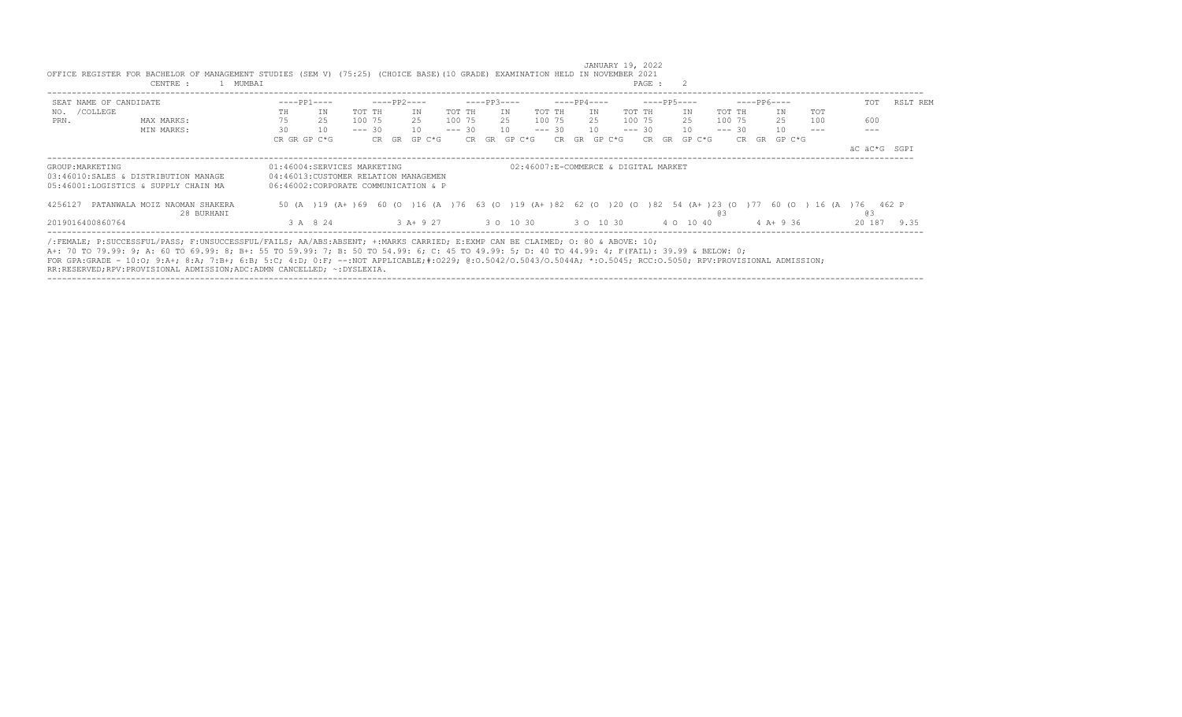JANUARY 19, 2022

OFFICE REGISTER FOR BACHELOR OF MANAGEMENT STUDIES (SEM V) (75:25) (CHOICE BASE)(10 GRADE) EXAMINATION HELD IN NOVEMBER 2021

CENTRE : 1 MUMBAI

| SEAT NO. /COLLEGE PRN. | NAME OF CANDIDATE | ----PP1---- | | | ----PP2---- | | | ----PP3---- | | | ----PP4---- | | | ----PP5---- | | | ----PP6---- | | | TOT | RSLT | REM |
|---|---|---|---|---|---|---|---|---|---|---|---|---|---|---|---|---|---|---|---|---|---|---|---|
| | | TH | IN | TOT | TH | IN | TOT | TH | IN | TOT | TH | IN | TOT | TH | IN | TOT | TH | IN | TOT | | | |
| | MAX MARKS: | 75 | 25 | 100 | 75 | 25 | 100 | 75 | 25 | 100 | 75 | 25 | 100 | 75 | 25 | 100 | 75 | 25 | 100 | 600 | | |
| | MIN MARKS: | 30 | 10 | --- | 30 | 10 | --- | 30 | 10 | --- | 30 | 10 | --- | 30 | 10 | --- | 30 | 10 | --- | --- | | |
| | | CR GR GP C*G | | | CR GR GP C*G | | | CR GR GP C*G | | | CR GR GP C*G | | | CR GR GP C*G | | | CR GR GP C*G | | | äC äC*G SGPI | | |

GROUP:MARKETING

01:46004:SERVICES MARKETING
02:46007:E-COMMERCE & DIGITAL MARKET
03:46010:SALES & DISTRIBUTION MANAGE
04:46013:CUSTOMER RELATION MANAGEMEN
05:46001:LOGISTICS & SUPPLY CHAIN MA
06:46002:CORPORATE COMMUNICATION & P

| SEAT NO. / PRN | NAME | PP1 TH | PP1 IN | PP1 TOT | PP2 TH | PP2 IN | PP2 TOT | PP3 TH | PP3 IN | PP3 TOT | PP4 TH | PP4 IN | PP4 TOT | PP5 TH | PP5 IN | PP5 TOT | PP6 TH | PP6 IN | PP6 TOT | TOT | RSLT |
|---|---|---|---|---|---|---|---|---|---|---|---|---|---|---|---|---|---|---|---|---|---|
| 4256127 | PATANWALA MOIZ NAOMAN SHAKERA 28 BURHANI | 50 (A ) | 19 (A+ ) | 69 | 60 (O ) | 16 (A ) | 76 | 63 (O ) | 19 (A+ ) | 82 | 62 (O ) | 20 (O ) | 82 | 54 (A+ ) @3 | 23 (O ) | 77 | 60 (O ) | 16 (A ) | 76 | 462 @3 | P |
| 2019016400860764 | | 3 A 8 24 | | | 3 A+ 9 27 | | | 3 O 10 30 | | | 3 O 10 30 | | | 4 O 10 40 | | | 4 A+ 9 36 | | | 20 187 9.35 | |

/:FEMALE; P:SUCCESSFUL/PASS; F:UNSUCCESSFUL/FAILS; AA/ABS:ABSENT; +:MARKS CARRIED; E:EXMP CAN BE CLAIMED; O: 80 & ABOVE: 10;
A+: 70 TO 79.99: 9; A: 60 TO 69.99: 8; B+: 55 TO 59.99: 7; B: 50 TO 54.99: 6; C: 45 TO 49.99: 5; D: 40 TO 44.99: 4; F(FAIL): 39.99 & BELOW: 0;
FOR GPA:GRADE - 10:O; 9:A+; 8:A; 7:B+; 6:B; 5:C; 4:D; 0:F; --:NOT APPLICABLE;#:O229; @:O.5042/O.5043/O.5044A; *:O.5045; RCC:O.5050; RPV:PROVISIONAL ADMISSION;
RR:RESERVED;RPV:PROVISIONAL ADMISSION;ADC:ADMN CANCELLED; ~:DYSLEXIA.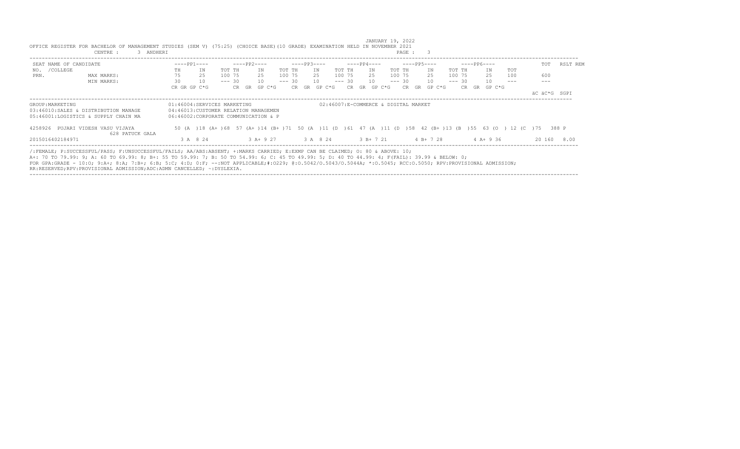JANUARY 19, 2022

OFFICE REGISTER FOR BACHELOR OF MANAGEMENT STUDIES (SEM V) (75:25) (CHOICE BASE)(10 GRADE) EXAMINATION HELD IN NOVEMBER 2021

CENTRE : 3 ANDHERI

PAGE : 3

| SEAT NO. /COLLEGE PRN. | NAME OF CANDIDATE | ----PP1---- | | | ----PP2---- | | | ----PP3---- | | | ----PP4---- | | | ----PP5---- | | | ----PP6---- | | | TOT | RSLT | REM |
|---|---|---|---|---|---|---|---|---|---|---|---|---|---|---|---|---|---|---|---|---|---|---|---|
| | | TH | IN | TOT | TH | IN | TOT | TH | IN | TOT | TH | IN | TOT | TH | IN | TOT | TH | IN | TOT | | | |
| | MAX MARKS: | 75 | 25 | 100 | 75 | 25 | 100 | 75 | 25 | 100 | 75 | 25 | 100 | 75 | 25 | 100 | 75 | 25 | 100 | 600 | | |
| | MIN MARKS: | 30 | 10 | --- | 30 | 10 | --- | 30 | 10 | --- | 30 | 10 | --- | 30 | 10 | --- | 30 | 10 | --- | --- | | |
| | | CR GR GP C*G | | | CR GR GP C*G | | | CR GR GP C*G | | | CR GR GP C*G | | | CR GR GP C*G | | | CR GR GP C*G | | | äC äC*G | SGPI | |

GROUP:MARKETING
01:46004:SERVICES MARKETING
02:46007:E-COMMERCE & DIGITAL MARKET
03:46010:SALES & DISTRIBUTION MANAGE
04:46013:CUSTOMER RELATION MANAGEMEN
05:46001:LOGISTICS & SUPPLY CHAIN MA
06:46002:CORPORATE COMMUNICATION & P

| SEAT NO. | NAME | PP1 TH | PP1 IN | PP1 TOT | PP2 TH | PP2 IN | PP2 TOT | PP3 TH | PP3 IN | PP3 TOT | PP4 TH | PP4 IN | PP4 TOT | PP5 TH | PP5 IN | PP5 TOT | PP6 TH | PP6 IN | PP6 TOT | TOT | RSLT |
|---|---|---|---|---|---|---|---|---|---|---|---|---|---|---|---|---|---|---|---|---|---|
| 4258926 | PUJARI VIDESH VASU VIJAYA | 50 (A ) | 18 (A+ ) | 68 | 57 (A+ ) | 14 (B+ ) | 71 | 50 (A ) | 11 (D ) | 61 | 47 (A ) | 11 (D ) | 58 | 42 (B+ ) | 13 (B ) | 55 | 63 (O ) | 12 (C ) | 75 | 388 | P |
| 628 PATUCK GALA | | | | | | | | | | | | | | | | | | | | | |
| 2015016402184971 | | 3 A 8 24 | | | 3 A+ 9 27 | | | 3 A 8 24 | | | 3 B+ 7 21 | | | 4 B+ 7 28 | | | 4 A+ 9 36 | | | 20 160 | 8.00 |

/:FEMALE; P:SUCCESSFUL/PASS; F:UNSUCCESSFUL/FAILS; AA/ABS:ABSENT; +:MARKS CARRIED; E:EXMP CAN BE CLAIMED; O: 80 & ABOVE: 10;
A+: 70 TO 79.99: 9; A: 60 TO 69.99: 8; B+: 55 TO 59.99: 7; B: 50 TO 54.99: 6; C: 45 TO 49.99: 5; D: 40 TO 44.99: 4; F(FAIL): 39.99 & BELOW: 0;
FOR GPA:GRADE - 10:O; 9:A+; 8:A; 7:B+; 6:B; 5:C; 4:D; 0:F; --:NOT APPLICABLE;#:O229; @:O.5042/O.5043/O.5044A; *:O.5045; RCC:O.5050; RPV:PROVISIONAL ADMISSION;
RR:RESERVED;RPV:PROVISIONAL ADMISSION;ADC:ADMN CANCELLED; ~:DYSLEXIA.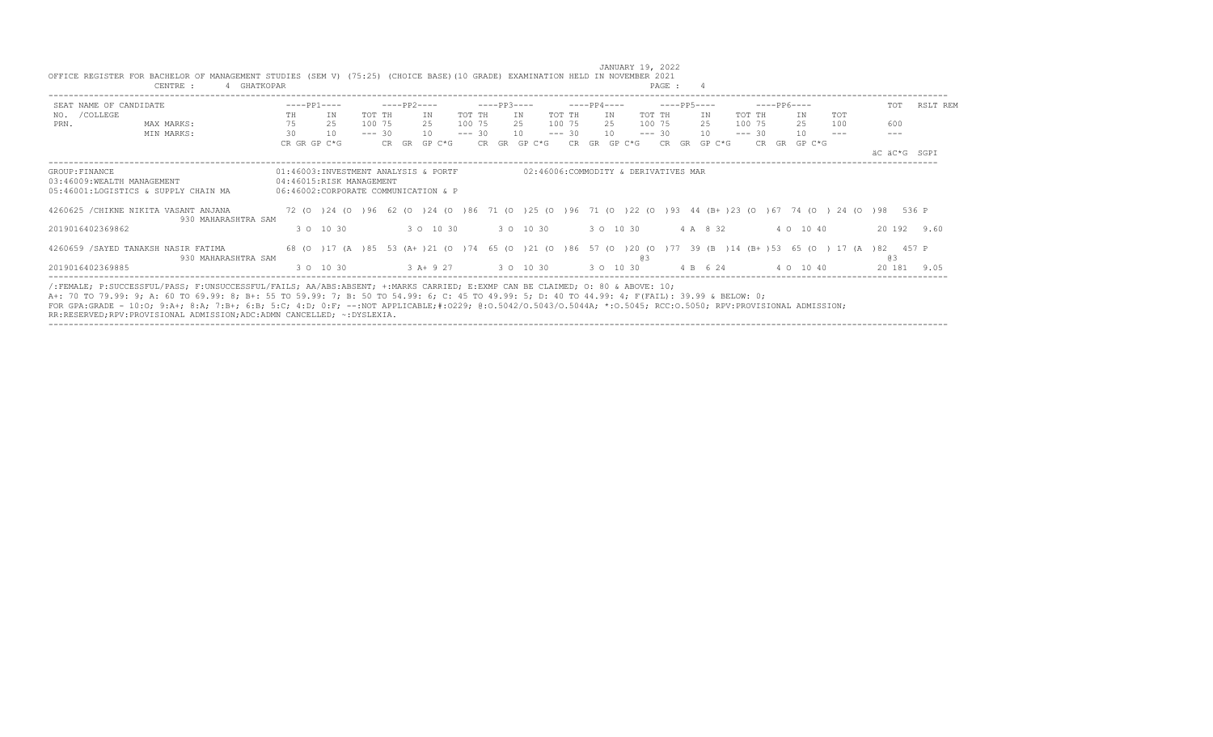JANUARY 19, 2022

OFFICE REGISTER FOR BACHELOR OF MANAGEMENT STUDIES (SEM V) (75:25) (CHOICE BASE)(10 GRADE) EXAMINATION HELD IN NOVEMBER 2021

CENTRE : 4 GHATKOPAR

PAGE : 4

| SEAT NO. / COLLEGE / PRN. | NAME OF CANDIDATE | ----PP1---- TH | IN | TOT | ----PP2---- TH | IN | TOT | ----PP3---- TH | IN | TOT | ----PP4---- TH | IN | TOT | ----PP5---- TH | IN | TOT | ----PP6---- TH | IN | TOT | TOT | RSLT REM |
|---|---|---|---|---|---|---|---|---|---|---|---|---|---|---|---|---|---|---|---|---|---|
| | MAX MARKS: | 75 | 25 | 100 | 75 | 25 | 100 | 75 | 25 | 100 | 75 | 25 | 100 | 75 | 25 | 100 | 75 | 25 | 100 | 600 | |
| | MIN MARKS: | 30 | 10 | --- | 30 | 10 | --- | 30 | 10 | --- | 30 | 10 | --- | 30 | 10 | --- | 30 | 10 | --- | --- | |
| | | CR GR GP C*G | | | CR GR GP C*G | | | CR GR GP C*G | | | CR GR GP C*G | | | CR GR GP C*G | | | CR GR GP C*G | | | äC äC*G SGPI | |

GROUP:FINANCE
01:46003:INVESTMENT ANALYSIS & PORTF
02:46006:COMMODITY & DERIVATIVES MAR
03:46009:WEALTH MANAGEMENT
04:46015:RISK MANAGEMENT
05:46001:LOGISTICS & SUPPLY CHAIN MA
06:46002:CORPORATE COMMUNICATION & P

| SEAT NO. / COLLEGE / PRN. | NAME OF CANDIDATE | ----PP1---- TH | IN | TOT | ----PP2---- TH | IN | TOT | ----PP3---- TH | IN | TOT | ----PP4---- TH | IN | TOT | ----PP5---- TH | IN | TOT | ----PP6---- TH | IN | TOT | TOT | RSLT REM |
|---|---|---|---|---|---|---|---|---|---|---|---|---|---|---|---|---|---|---|---|---|---|
| 4260625 / 930 MAHARASHTRA SAM | /CHIKNE NIKITA VASANT ANJANA | 72 (O ) | 24 (O ) | 96 | 62 (O ) | 24 (O ) | 86 | 71 (O ) | 25 (O ) | 96 | 71 (O ) | 22 (O ) | 93 | 44 (B+ ) | 23 (O ) | 67 | 74 (O ) | 24 (O ) | 98 | 536 | P |
| 2019016402369862 | | 3 O 10 30 | | | 3 O 10 30 | | | 3 O 10 30 | | | 3 O 10 30 | | | 4 A 8 32 | | | 4 O 10 40 | | | 20 192 9.60 | |
| 4260659 / 930 MAHARASHTRA SAM | /SAYED TANAKSH NASIR FATIMA | 68 (O ) | 17 (A ) | 85 | 53 (A+ ) | 21 (O ) | 74 | 65 (O ) | 21 (O ) | 86 | 57 (O ) | 20 (O ) @3 | 77 | 39 (B ) | 14 (B+ ) | 53 | 65 (O ) | 17 (A ) | 82 | 457 @3 | P |
| 2019016402369885 | | 3 O 10 30 | | | 3 A+ 9 27 | | | 3 O 10 30 | | | 3 O 10 30 | | | 4 B 6 24 | | | 4 O 10 40 | | | 20 181 9.05 | |

/:FEMALE; P:SUCCESSFUL/PASS; F:UNSUCCESSFUL/FAILS; AA/ABS:ABSENT; +:MARKS CARRIED; E:EXMP CAN BE CLAIMED; O: 80 & ABOVE: 10;
A+: 70 TO 79.99: 9; A: 60 TO 69.99: 8; B+: 55 TO 59.99: 7; B: 50 TO 54.99: 6; C: 45 TO 49.99: 5; D: 40 TO 44.99: 4; F(FAIL): 39.99 & BELOW: 0;
FOR GPA:GRADE - 10:O; 9:A+; 8:A; 7:B+; 6:B; 5:C; 4:D; 0:F; --:NOT APPLICABLE;#:O229; @:O.5042/O.5043/O.5044A; *:O.5045; RCC:O.5050; RPV:PROVISIONAL ADMISSION;
RR:RESERVED;RPV:PROVISIONAL ADMISSION;ADC:ADMN CANCELLED; ~:DYSLEXIA.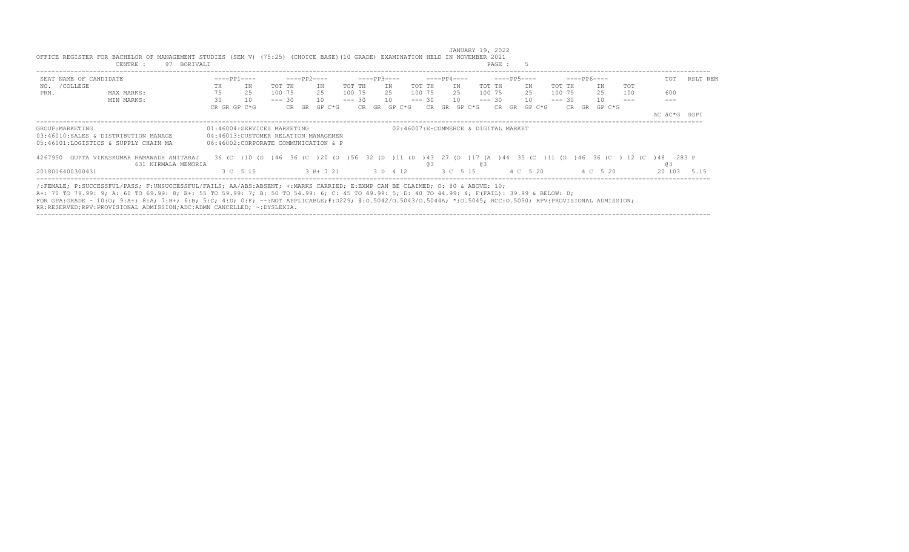JANUARY 19, 2022

OFFICE REGISTER FOR BACHELOR OF MANAGEMENT STUDIES (SEM V) (75:25) (CHOICE BASE)(10 GRADE) EXAMINATION HELD IN NOVEMBER 2021

CENTRE : 97 BORIVALI PAGE : 5

```
SEAT NAME OF CANDIDATE                    ----PP1----       ----PP2----       ----PP3----       ----PP4----       ----PP5----       ----PP6----          TOT   RSLT REM
NO.  /COLLEGE                             TH     IN      TOT TH     IN      TOT TH     IN      TOT TH     IN      TOT TH     IN      TOT TH     IN     TOT
PRN.            MAX MARKS:                75     25      100 75     25      100 75     25      100 75     25      100 75     25      100 75     25     100     600
                MIN MARKS:                30     10      --- 30     10      --- 30     10      --- 30     10      --- 30     10      --- 30     10     ---     ---
                                          CR GR GP C*G       CR  GR  GP C*G     CR  GR  GP C*G    CR  GR  GP C*G    CR  GR  GP C*G    CR  GR  GP C*G
                                                                                                                                                      äC äC*G  SGPI

GROUP:MARKETING                           01:46004:SERVICES MARKETING                         02:46007:E-COMMERCE & DIGITAL MARKET
03:46010:SALES & DISTRIBUTION MANAGE      04:46013:CUSTOMER RELATION MANAGEMEN
05:46001:LOGISTICS & SUPPLY CHAIN MA      06:46002:CORPORATE COMMUNICATION & P

4267950  GUPTA VIKASKUMAR RAMAWADH ANITARAJ   36 (C  )10 (D  )46  36 (C  )20 (O  )56  32 (D  )11 (D  )43  27 (D  )17 (A  )44  35 (C  )11 (D  )46  36 (C  ) 12 (C  )48   283 P
                   631 NIRMALA MEMORIA                                                                @3                @3                                                     @3
2018016400300431                              3 C  5 15          3 B+ 7 21          3 D  4 12          3 C  5 15          4 C  5 20          4 C  5 20         20 103   5.15
```

/:FEMALE; P:SUCCESSFUL/PASS; F:UNSUCCESSFUL/FAILS; AA/ABS:ABSENT; +:MARKS CARRIED; E:EXMP CAN BE CLAIMED; O: 80 & ABOVE: 10;
A+: 70 TO 79.99: 9; A: 60 TO 69.99: 8; B+: 55 TO 59.99: 7; B: 50 TO 54.99: 6; C: 45 TO 49.99: 5; D: 40 TO 44.99: 4; F(FAIL): 39.99 & BELOW: 0;
FOR GPA:GRADE - 10:O; 9:A+; 8:A; 7:B+; 6:B; 5:C; 4:D; 0:F; --:NOT APPLICABLE;#:O229; @:O.5042/O.5043/O.5044A; *:O.5045; RCC:O.5050; RPV:PROVISIONAL ADMISSION;
RR:RESERVED;RPV:PROVISIONAL ADMISSION;ADC:ADMN CANCELLED; ~:DYSLEXIA.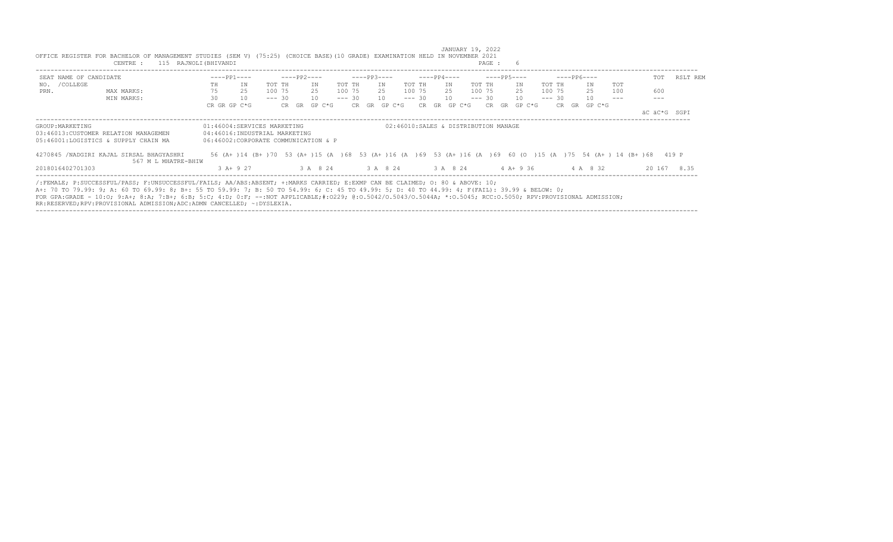JANUARY 19, 2022

OFFICE REGISTER FOR BACHELOR OF MANAGEMENT STUDIES (SEM V) (75:25) (CHOICE BASE)(10 GRADE) EXAMINATION HELD IN NOVEMBER 2021

CENTRE : 115 RAJNOLI(BHIVANDI) PAGE : 6

| SEAT NO. /COLLEGE PRN. | NAME OF CANDIDATE | ----PP1---- | | | ----PP2---- | | | ----PP3---- | | | ----PP4---- | | | ----PP5---- | | | ----PP6---- | | | TOT | RSLT | REM |
|---|---|---|---|---|---|---|---|---|---|---|---|---|---|---|---|---|---|---|---|---|---|---|---|
| | | TH | IN | TOT | TH | IN | TOT | TH | IN | TOT | TH | IN | TOT | TH | IN | TOT | TH | IN | TOT | | | |
| | MAX MARKS: | 75 | 25 | 100 | 75 | 25 | 100 | 75 | 25 | 100 | 75 | 25 | 100 | 75 | 25 | 100 | 75 | 25 | 100 | 600 | | |
| | MIN MARKS: | 30 | 10 | --- | 30 | 10 | --- | 30 | 10 | --- | 30 | 10 | --- | 30 | 10 | --- | 30 | 10 | --- | --- | | |
| | | CR GR GP C*G | | | CR GR GP C*G | | | CR GR GP C*G | | | CR GR GP C*G | | | CR GR GP C*G | | | CR GR GP C*G | | | äC äC*G SGPI | | |

GROUP:MARKETING

01:46004:SERVICES MARKETING

02:46010:SALES & DISTRIBUTION MANAGE

03:46013:CUSTOMER RELATION MANAGEMEN

04:46016:INDUSTRIAL MARKETING

05:46001:LOGISTICS & SUPPLY CHAIN MA

06:46002:CORPORATE COMMUNICATION & P

| SEAT NO. /COLLEGE PRN. | NAME OF CANDIDATE | PP1 | PP2 | PP3 | PP4 | PP5 | PP6 | TOT | RSLT |
|---|---|---|---|---|---|---|---|---|---|
| 4270845 /NADGIRI KAJAL SIRSAL BHAGYASHRI | 567 M L MHATRE-BHIW | 56 (A+ )14 (B+ )70 | 53 (A+ )15 (A )68 | 53 (A+ )16 (A )69 | 53 (A+ )16 (A )69 | 60 (O )15 (A )75 | 54 (A+ ) 14 (B+ )68 | 419 | P |
| 2018016402701303 | | 3 A+ 9 27 | 3 A 8 24 | 3 A 8 24 | 3 A 8 24 | 4 A+ 9 36 | 4 A 8 32 | 20 167 | 8.35 |

/:FEMALE; P:SUCCESSFUL/PASS; F:UNSUCCESSFUL/FAILS; AA/ABS:ABSENT; +:MARKS CARRIED; E:EXMP CAN BE CLAIMED; O: 80 & ABOVE: 10;
A+: 70 TO 79.99: 9; A: 60 TO 69.99: 8; B+: 55 TO 59.99: 7; B: 50 TO 54.99: 6; C: 45 TO 49.99: 5; D: 40 TO 44.99: 4; F(FAIL): 39.99 & BELOW: 0;
FOR GPA:GRADE - 10:O; 9:A+; 8:A; 7:B+; 6:B; 5:C; 4:D; 0:F; --:NOT APPLICABLE;#:O229; @:O.5042/O.5043/O.5044A; *:O.5045; RCC:O.5050; RPV:PROVISIONAL ADMISSION;
RR:RESERVED;RPV:PROVISIONAL ADMISSION;ADC:ADMN CANCELLED; ~:DYSLEXIA.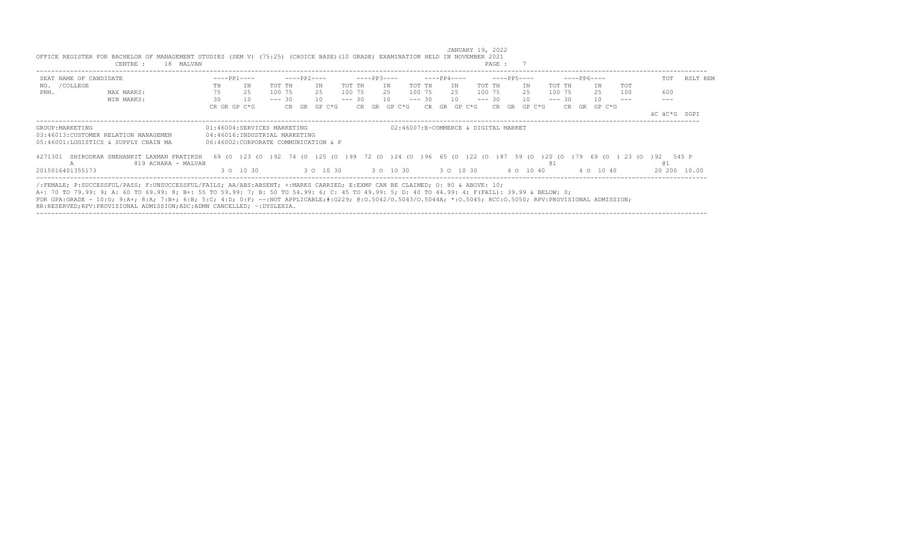JANUARY 19, 2022

OFFICE REGISTER FOR BACHELOR OF MANAGEMENT STUDIES (SEM V) (75:25) (CHOICE BASE)(10 GRADE) EXAMINATION HELD IN NOVEMBER 2021

CENTRE : 18 MALVAN

PAGE : 7

```
SEAT NAME OF CANDIDATE              ----PP1----     ----PP2----      ----PP3----      ----PP4----      ----PP5----      ----PP6----          TOT   RSLT REM
NO.  /COLLEGE                       TH    IN    TOT TH    IN    TOT TH    IN    TOT TH    IN    TOT TH    IN    TOT TH    IN    TOT
PRN.            MAX MARKS:          75    25    100 75    25    100 75    25    100 75    25    100 75    25    100 75    25    100      600
                MIN MARKS:          30    10    --- 30    10    --- 30    10    --- 30    10    --- 30    10    --- 30    10    ---      ---
                                    CR GR GP C*G    CR GR GP C*G     CR GR GP C*G     CR GR GP C*G     CR GR GP C*G     CR GR GP C*G
                                                                                                                                       äC äC*G SGPI
```

GROUP:MARKETING | 01:46004:SERVICES MARKETING | 02:46007:E-COMMERCE & DIGITAL MARKET
03:46013:CUSTOMER RELATION MANAGEMEN | 04:46016:INDUSTRIAL MARKETING
05:46001:LOGISTICS & SUPPLY CHAIN MA | 06:46002:CORPORATE COMMUNICATION & P

```
4271301 SHIRODKAR SNEHANKIT LAXMAN PRATIKSH  69 (O )23 (O )92  74 (O )25 (O )99  72 (O )24 (O )96  65 (O )22 (O )87  59 (O )20 (O )79  69 (O ) 23 (O )92   545 P
        A               819 ACHARA - MALVAN                                                                          @1                              @1
2015016401355173                              3 O  10 30        3 O  10 30        3 O  10 30        3 O  10 30        4 O  10 40        4 O  10 40        20 200 10.00
```

/:FEMALE; P:SUCCESSFUL/PASS; F:UNSUCCESSFUL/FAILS; AA/ABS:ABSENT; +:MARKS CARRIED; E:EXMP CAN BE CLAIMED; O: 80 & ABOVE: 10;
A+: 70 TO 79.99: 9; A: 60 TO 69.99: 8; B+: 55 TO 59.99: 7; B: 50 TO 54.99: 6; C: 45 TO 49.99: 5; D: 40 TO 44.99: 4; F(FAIL): 39.99 & BELOW: 0;
FOR GPA:GRADE - 10:O; 9:A+; 8:A; 7:B+; 6:B; 5:C; 4:D; 0:F; --:NOT APPLICABLE;#:O229; @:O.5042/O.5043/O.5044A; *:O.5045; RCC:O.5050; RPV:PROVISIONAL ADMISSION;
RR:RESERVED;RPV:PROVISIONAL ADMISSION;ADC:ADMN CANCELLED; ~:DYSLEXIA.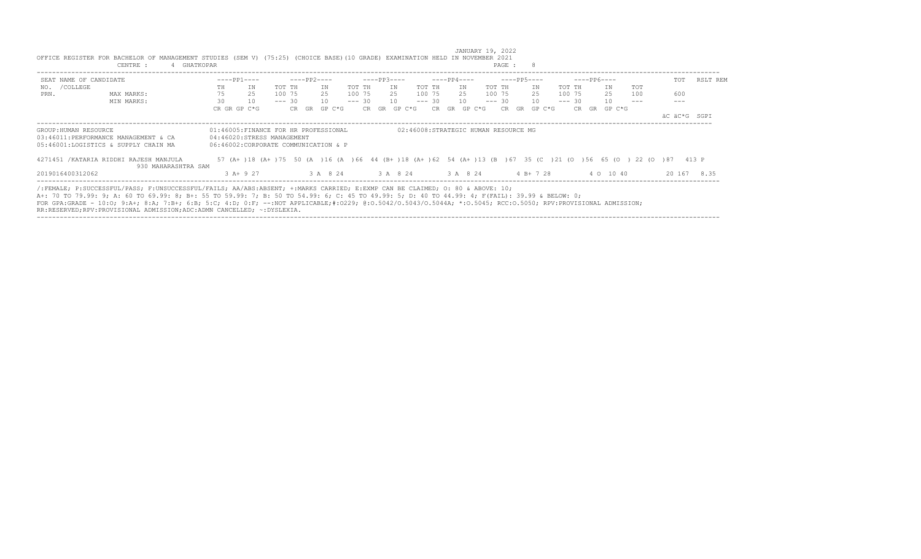JANUARY 19, 2022

OFFICE REGISTER FOR BACHELOR OF MANAGEMENT STUDIES (SEM V) (75:25) (CHOICE BASE)(10 GRADE) EXAMINATION HELD IN NOVEMBER 2021

CENTRE : 4 GHATKOPAR

| SEAT NO. /COLLEGE PRN. | NAME OF CANDIDATE | ----PP1---- | | | | ----PP2---- | | | | ----PP3---- | | | | ----PP4---- | | | | ----PP5---- | | | | ----PP6---- | | | | TOT | RSLT | REM |
|---|---|---|---|---|---|---|---|---|---|---|---|---|---|---|---|---|---|---|---|---|---|---|---|---|---|---|---|---|
| | | TH | IN | TOT | | TH | IN | TOT | | TH | IN | TOT | | TH | IN | TOT | | TH | IN | TOT | | TH | IN | TOT | | | | |
| | MAX MARKS: | 75 | 25 | 100 | | 75 | 25 | 100 | | 75 | 25 | 100 | | 75 | 25 | 100 | | 75 | 25 | 100 | | 75 | 25 | 100 | | 600 | | |
| | MIN MARKS: | 30 | 10 | --- | | 30 | 10 | --- | | 30 | 10 | --- | | 30 | 10 | --- | | 30 | 10 | --- | | 30 | 10 | --- | | --- | | |
| | | CR | GR | GP | C*G | CR | GR | GP | C*G | CR | GR | GP | C*G | CR | GR | GP | C*G | CR | GR | GP | C*G | CR | GR | GP | C*G | äC äC*G | SGPI | |

GROUP:HUMAN RESOURCE

01:46005:FINANCE FOR HR PROFESSIONAL
02:46008:STRATEGIC HUMAN RESOURCE MG
03:46011:PERFORMANCE MANAGEMENT & CA
04:46020:STRESS MANAGEMENT
05:46001:LOGISTICS & SUPPLY CHAIN MA
06:46002:CORPORATE COMMUNICATION & P

| SEAT NO. / PRN | NAME OF CANDIDATE | PP1 | PP2 | PP3 | PP4 | PP5 | PP6 | TOT | RSLT |
|---|---|---|---|---|---|---|---|---|---|
| 4271451 | /KATARIA RIDDHI RAJESH MANJULA 930 MAHARASHTRA SAM | 57 (A+ )18 (A+ )75 | 50 (A )16 (A )66 | 44 (B+ )18 (A+ )62 | 54 (A+ )13 (B )67 | 35 (C )21 (O )56 | 65 (O ) 22 (O )87 | 413 | P |
| 2019016400312062 | | 3 A+ 9 27 | 3 A 8 24 | 3 A 8 24 | 3 A 8 24 | 4 B+ 7 28 | 4 O 10 40 | 20 167 | 8.35 |

/:FEMALE; P:SUCCESSFUL/PASS; F:UNSUCCESSFUL/FAILS; AA/ABS:ABSENT; +:MARKS CARRIED; E:EXMP CAN BE CLAIMED; O: 80 & ABOVE: 10;
A+: 70 TO 79.99: 9; A: 60 TO 69.99: 8; B+: 55 TO 59.99: 7; B: 50 TO 54.99: 6; C: 45 TO 49.99: 5; D: 40 TO 44.99: 4; F(FAIL): 39.99 & BELOW: 0;
FOR GPA:GRADE - 10:O; 9:A+; 8:A; 7:B+; 6:B; 5:C; 4:D; 0:F; --:NOT APPLICABLE;#:O229; @:O.5042/O.5043/O.5044A; *:O.5045; RCC:O.5050; RPV:PROVISIONAL ADMISSION;
RR:RESERVED;RPV:PROVISIONAL ADMISSION;ADC:ADMN CANCELLED; ~:DYSLEXIA.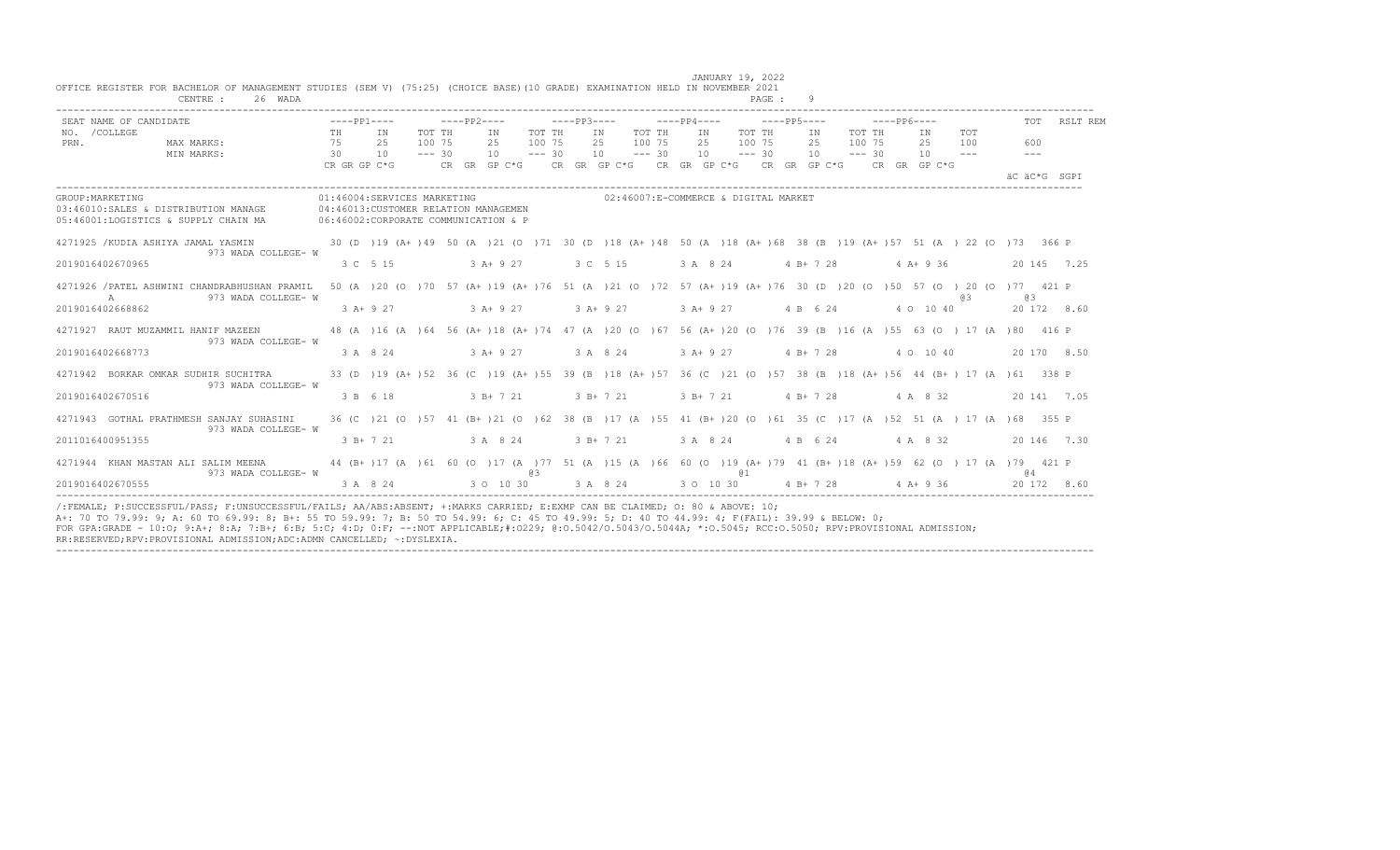JANUARY 19, 2022

OFFICE REGISTER FOR BACHELOR OF MANAGEMENT STUDIES (SEM V) (75:25) (CHOICE BASE)(10 GRADE) EXAMINATION HELD IN NOVEMBER 2021

CENTRE : 26 WADA

| SEAT NO. /COLLEGE PRN. | NAME OF CANDIDATE | PP1 TH | PP1 IN | PP1 TOT | PP2 TH | PP2 IN | PP2 TOT | PP3 TH | PP3 IN | PP3 TOT | PP4 TH | PP4 IN | PP4 TOT | PP5 TH | PP5 IN | PP5 TOT | PP6 TH | PP6 IN | PP6 TOT | TOT | RSLT REM |
|---|---|---|---|---|---|---|---|---|---|---|---|---|---|---|---|---|---|---|---|---|---|
| MAX MARKS: | | 75 | 25 | 100 | 75 | 25 | 100 | 75 | 25 | 100 | 75 | 25 | 100 | 75 | 25 | 100 | 75 | 25 | 100 | 600 | |
| MIN MARKS: | | 30 | 10 | --- | 30 | 10 | --- | 30 | 10 | --- | 30 | 10 | --- | 30 | 10 | --- | 30 | 10 | --- | --- | |
| | | CR GR GP C*G | | | CR GR GP C*G | | | CR GR GP C*G | | | CR GR GP C*G | | | CR GR GP C*G | | | CR GR GP C*G | | | äC äC*G | SGPI |

GROUP:MARKETING
01:46004:SERVICES MARKETING
02:46007:E-COMMERCE & DIGITAL MARKET
03:46010:SALES & DISTRIBUTION MANAGE
04:46013:CUSTOMER RELATION MANAGEMEN
05:46001:LOGISTICS & SUPPLY CHAIN MA
06:46002:CORPORATE COMMUNICATION & P

| SEAT NO. / PRN | NAME / COLLEGE | PP1 | PP2 | PP3 | PP4 | PP5 | PP6 | TOT | RSLT |
|---|---|---|---|---|---|---|---|---|---|
| 4271925 | /KUDIA ASHIYA JAMAL YASMIN 973 WADA COLLEGE- W | 30 (D )19 (A+ )49 | 50 (A )21 (O )71 | 30 (D )18 (A+ )48 | 50 (A )18 (A+ )68 | 38 (B )19 (A+ )57 | 51 (A ) 22 (O )73 | 366 | P |
| 2019016402670965 | | 3 C 5 15 | 3 A+ 9 27 | 3 C 5 15 | 3 A 8 24 | 4 B+ 7 28 | 4 A+ 9 36 | 20 145 | 7.25 |
| 4271926 | /PATEL ASHWINI CHANDRABHUSHAN PRAMIL A 973 WADA COLLEGE- W | 50 (A )20 (O )70 | 57 (A+ )19 (A+ )76 | 51 (A )21 (O )72 | 57 (A+ )19 (A+ )76 | 30 (D )20 (O )50 | 57 (O ) 20 (O )77 @3 | 421 @3 | P |
| 2019016402668862 | | 3 A+ 9 27 | 3 A+ 9 27 | 3 A+ 9 27 | 3 A+ 9 27 | 4 B 6 24 | 4 O 10 40 | 20 172 | 8.60 |
| 4271927 | RAUT MUZAMMIL HANIF MAZEEN 973 WADA COLLEGE- W | 48 (A )16 (A )64 | 56 (A+ )18 (A+ )74 | 47 (A )20 (O )67 | 56 (A+ )20 (O )76 | 39 (B )16 (A )55 | 63 (O ) 17 (A )80 | 416 | P |
| 2019016402668773 | | 3 A 8 24 | 3 A+ 9 27 | 3 A 8 24 | 3 A+ 9 27 | 4 B+ 7 28 | 4 O 10 40 | 20 170 | 8.50 |
| 4271942 | BORKAR OMKAR SUDHIR SUCHITRA 973 WADA COLLEGE- W | 33 (D )19 (A+ )52 | 36 (C )19 (A+ )55 | 39 (B )18 (A+ )57 | 36 (C )21 (O )57 | 38 (B )18 (A+ )56 | 44 (B+ ) 17 (A )61 | 338 | P |
| 2019016402670516 | | 3 B 6 18 | 3 B+ 7 21 | 3 B+ 7 21 | 3 B+ 7 21 | 4 B+ 7 28 | 4 A 8 32 | 20 141 | 7.05 |
| 4271943 | GOTHAL PRATHMESH SANJAY SUHASINI 973 WADA COLLEGE- W | 36 (C )21 (O )57 | 41 (B+ )21 (O )62 | 38 (B )17 (A )55 | 41 (B+ )20 (O )61 | 35 (C )17 (A )52 | 51 (A ) 17 (A )68 | 355 | P |
| 2011016400951355 | | 3 B+ 7 21 | 3 A 8 24 | 3 B+ 7 21 | 3 A 8 24 | 4 B 6 24 | 4 A 8 32 | 20 146 | 7.30 |
| 4271944 | KHAN MASTAN ALI SALIM MEENA 973 WADA COLLEGE- W | 44 (B+ )17 (A )61 | 60 (O )17 (A )77 @3 | 51 (A )15 (A )66 | 60 (O )19 (A+ )79 @1 | 41 (B+ )18 (A+ )59 | 62 (O ) 17 (A )79 | 421 @4 | P |
| 2019016402670555 | | 3 A 8 24 | 3 O 10 30 | 3 A 8 24 | 3 O 10 30 | 4 B+ 7 28 | 4 A+ 9 36 | 20 172 | 8.60 |

/:FEMALE; P:SUCCESSFUL/PASS; F:UNSUCCESSFUL/FAILS; AA/ABS:ABSENT; +:MARKS CARRIED; E:EXMP CAN BE CLAIMED; O: 80 & ABOVE: 10;
A+: 70 TO 79.99: 9; A: 60 TO 69.99: 8; B+: 55 TO 59.99: 7; B: 50 TO 54.99: 6; C: 45 TO 49.99: 5; D: 40 TO 44.99: 4; F(FAIL): 39.99 & BELOW: 0;
FOR GPA:GRADE - 10:O; 9:A+; 8:A; 7:B+; 6:B; 5:C; 4:D; 0:F; --:NOT APPLICABLE;#:O229; @:O.5042/O.5043/O.5044A; *:O.5045; RCC:O.5050; RPV:PROVISIONAL ADMISSION;
RR:RESERVED;RPV:PROVISIONAL ADMISSION;ADC:ADMN CANCELLED; ~:DYSLEXIA.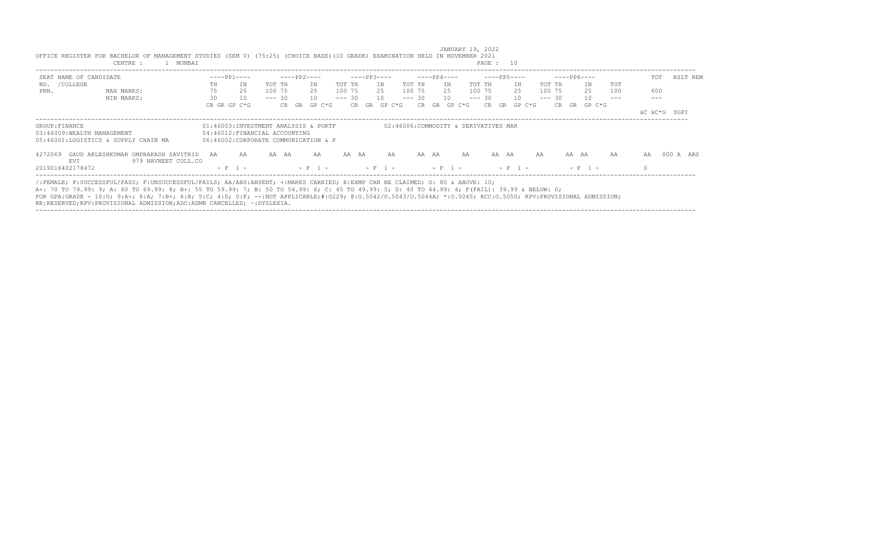JANUARY 19, 2022

OFFICE REGISTER FOR BACHELOR OF MANAGEMENT STUDIES (SEM V) (75:25) (CHOICE BASE)(10 GRADE) EXAMINATION HELD IN NOVEMBER 2021

CENTRE : 1 MUMBAI

| SEAT NO. /COLLEGE PRN. | NAME OF CANDIDATE | ----PP1---- | | | ----PP2---- | | | ----PP3---- | | | ----PP4---- | | | ----PP5---- | | | ----PP6---- | | | TOT | RSLT REM |
|---|---|---|---|---|---|---|---|---|---|---|---|---|---|---|---|---|---|---|---|---|---|---|
| | | TH | IN | TOT | TH | IN | TOT | TH | IN | TOT | TH | IN | TOT | TH | IN | TOT | TH | IN | TOT | | | |
| | MAX MARKS: | 75 | 25 | 100 | 75 | 25 | 100 | 75 | 25 | 100 | 75 | 25 | 100 | 75 | 25 | 100 | 75 | 25 | 100 | | 600 | |
| | MIN MARKS: | 30 | 10 | --- | 30 | 10 | --- | 30 | 10 | --- | 30 | 10 | --- | 30 | 10 | --- | 30 | 10 | --- | | --- | |
| | | CR GR GP C*G | | | CR GR GP C*G | | | CR GR GP C*G | | | CR GR GP C*G | | | CR GR GP C*G | | | CR GR GP C*G | | | | äC äC*G SGPI | |

GROUP:FINANCE
01:46003:INVESTMENT ANALYSIS & PORTF
02:46006:COMMODITY & DERIVATIVES MAR
03:46009:WEALTH MANAGEMENT
04:46012:FINANCIAL ACCOUNTING
05:46001:LOGISTICS & SUPPLY CHAIN MA
06:46002:CORPORATE COMMUNICATION & P

| SEAT NO. /COLLEGE PRN. | NAME OF CANDIDATE | PP1 TH | PP1 IN | PP1 TOT | PP2 TH | PP2 IN | PP2 TOT | PP3 TH | PP3 IN | PP3 TOT | PP4 TH | PP4 IN | PP4 TOT | PP5 TH | PP5 IN | PP5 TOT | PP6 TH | PP6 IN | PP6 TOT | TOT | RSLT REM |
|---|---|---|---|---|---|---|---|---|---|---|---|---|---|---|---|---|---|---|---|---|---|
| 4272069 | GAUD AKLESHKUMAR OMPRAKASH SAVITRIDEVI 979 NAVNEET COLL.CO | AA | AA | AA | AA | AA | AA | AA | AA | AA | AA | AA | AA | AA | AA | AA | AA | AA | AA | 000 | A ABS |
| 2019016402178472 | | - F 1 - | | | - F 1 - | | | - F 1 - | | | - F 1 - | | | - F 1 - | | | - F 1 - | | | 0 | |

/:FEMALE; P:SUCCESSFUL/PASS; F:UNSUCCESSFUL/FAILS; AA/ABS:ABSENT; +:MARKS CARRIED; E:EXMP CAN BE CLAIMED; O: 80 & ABOVE: 10;
A+: 70 TO 79.99: 9; A: 60 TO 69.99: 8; B+: 55 TO 59.99: 7; B: 50 TO 54.99: 6; C: 45 TO 49.99: 5; D: 40 TO 44.99: 4; F(FAIL): 39.99 & BELOW: 0;
FOR GPA:GRADE - 10:O; 9:A+; 8:A; 7:B+; 6:B; 5:C; 4:D; 0:F; --:NOT APPLICABLE;#:O229; @:O.5042/O.5043/O.5044A; *:O.5045; RCC:O.5050; RPV:PROVISIONAL ADMISSION;
RR:RESERVED;RPV:PROVISIONAL ADMISSION;ADC:ADMN CANCELLED; ~:DYSLEXIA.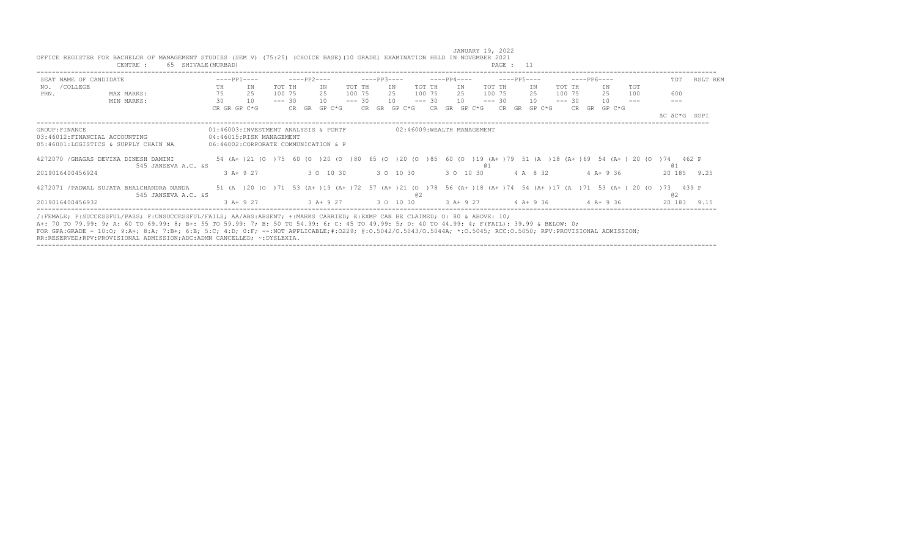JANUARY 19, 2022

OFFICE REGISTER FOR BACHELOR OF MANAGEMENT STUDIES (SEM V) (75:25) (CHOICE BASE)(10 GRADE) EXAMINATION HELD IN NOVEMBER 2021

CENTRE : 65 SHIVALE(MURBAD)

| SEAT NO. /COLLEGE PRN. | NAME OF CANDIDATE | ----PP1---- | | | ----PP2---- | | | ----PP3---- | | | ----PP4---- | | | ----PP5---- | | | ----PP6---- | | | TOT | RSLT REM |
|---|---|---|---|---|---|---|---|---|---|---|---|---|---|---|---|---|---|---|---|---|---|---|
| | | TH | IN | TOT | TH | IN | TOT | TH | IN | TOT | TH | IN | TOT | TH | IN | TOT | TH | IN | TOT | | |
| | MAX MARKS: | 75 | 25 | 100 | 75 | 25 | 100 | 75 | 25 | 100 | 75 | 25 | 100 | 75 | 25 | 100 | 75 | 25 | 100 | 600 | |
| | MIN MARKS: | 30 | 10 | --- | 30 | 10 | --- | 30 | 10 | --- | 30 | 10 | --- | 30 | 10 | --- | 30 | 10 | --- | --- | |
| | | CR GR GP C*G | | | CR GR GP C*G | | | CR GR GP C*G | | | CR GR GP C*G | | | CR GR GP C*G | | | CR GR GP C*G | | | äC äC*G | SGPI |

GROUP:FINANCE
01:46003:INVESTMENT ANALYSIS & PORTF
02:46009:WEALTH MANAGEMENT
03:46012:FINANCIAL ACCOUNTING
04:46015:RISK MANAGEMENT
05:46001:LOGISTICS & SUPPLY CHAIN MA
06:46002:CORPORATE COMMUNICATION & P

| SEAT NO. /COLLEGE PRN. | NAME OF CANDIDATE | PP1 TH | PP1 IN | PP1 TOT | PP2 TH | PP2 IN | PP2 TOT | PP3 TH | PP3 IN | PP3 TOT | PP4 TH | PP4 IN | PP4 TOT | PP5 TH | PP5 IN | PP5 TOT | PP6 TH | PP6 IN | PP6 TOT | TOT | RSLT REM |
|---|---|---|---|---|---|---|---|---|---|---|---|---|---|---|---|---|---|---|---|---|---|
| 4272070 / 545 JANSEVA A.C. &S | /GHAGAS DEVIKA DINESH DAMINI | 54 (A+ ) | 21 (O ) | 75 | 60 (O ) | 20 (O ) | 80 | 65 (O ) | 20 (O ) | 85 | 60 (O ) | 19 (A+ ) @1 | 79 | 51 (A ) | 18 (A+ ) | 69 | 54 (A+ ) | 20 (O ) | 74 | 462 @1 | P |
| 2019016400456924 | | 3 A+ 9 27 | | | 3 O 10 30 | | | 3 O 10 30 | | | 3 O 10 30 | | | 4 A 8 32 | | | 4 A+ 9 36 | | | 20 185 | 9.25 |
| 4272071 / 545 JANSEVA A.C. &S | /PADWAL SUJATA BHALCHANDRA NANDA | 51 (A ) | 20 (O ) | 71 | 53 (A+ ) | 19 (A+ ) | 72 | 57 (A+ ) | 21 (O ) @2 | 78 | 56 (A+ ) | 18 (A+ ) | 74 | 54 (A+ ) | 17 (A ) | 71 | 53 (A+ ) | 20 (O ) | 73 | 439 @2 | P |
| 2019016400456932 | | 3 A+ 9 27 | | | 3 A+ 9 27 | | | 3 O 10 30 | | | 3 A+ 9 27 | | | 4 A+ 9 36 | | | 4 A+ 9 36 | | | 20 183 | 9.15 |

/:FEMALE; P:SUCCESSFUL/PASS; F:UNSUCCESSFUL/FAILS; AA/ABS:ABSENT; +:MARKS CARRIED; E:EXMP CAN BE CLAIMED; O: 80 & ABOVE: 10;
A+: 70 TO 79.99: 9; A: 60 TO 69.99: 8; B+: 55 TO 59.99: 7; B: 50 TO 54.99: 6; C: 45 TO 49.99: 5; D: 40 TO 44.99: 4; F(FAIL): 39.99 & BELOW: 0;
FOR GPA:GRADE - 10:O; 9:A+; 8:A; 7:B+; 6:B; 5:C; 4:D; 0:F; --:NOT APPLICABLE;#:O229; @:O.5042/O.5043/O.5044A; *:O.5045; RCC:O.5050; RPV:PROVISIONAL ADMISSION;
RR:RESERVED;RPV:PROVISIONAL ADMISSION;ADC:ADMN CANCELLED; ~:DYSLEXIA.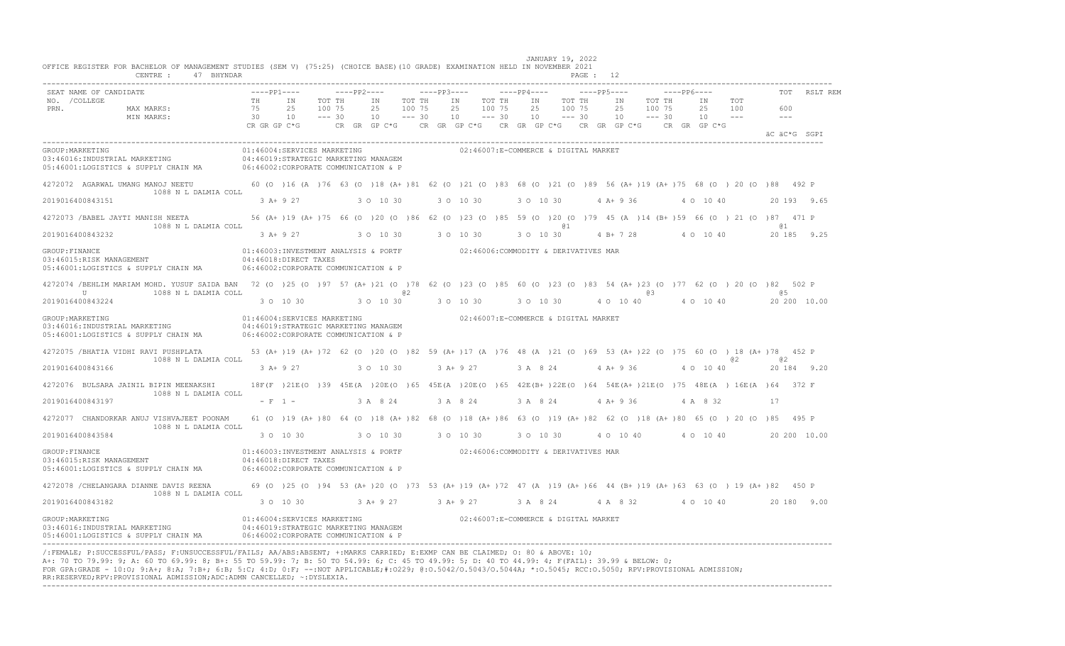JANUARY 19, 2022

OFFICE REGISTER FOR BACHELOR OF MANAGEMENT STUDIES (SEM V) (75:25) (CHOICE BASE)(10 GRADE) EXAMINATION HELD IN NOVEMBER 2021

CENTRE : 47 BHYNDAR PAGE : 12

```
SEAT NAME OF CANDIDATE              ----PP1----      ----PP2----      ----PP3----      ----PP4----      ----PP5----      ----PP6----          TOT   RSLT REM
NO. /COLLEGE                        TH   IN   TOT TH   IN   TOT TH   IN   TOT TH   IN   TOT TH   IN   TOT TH   IN   TOT
PRN.           MAX MARKS:           75   25   100 75   25   100 75   25   100 75   25   100 75   25   100 75   25   100      600
               MIN MARKS:           30   10   --- 30   10   --- 30   10   --- 30   10   --- 30   10   --- 30   10   ---      ---
                                    CR GR GP C*G    CR GR GP C*G   CR GR GP C*G   CR GR GP C*G   CR GR GP C*G   CR GR GP C*G
                                                                                                                              äC äC*G SGPI

GROUP:MARKETING                         01:46004:SERVICES MARKETING                02:46007:E-COMMERCE & DIGITAL MARKET
03:46016:INDUSTRIAL MARKETING           04:46019:STRATEGIC MARKETING MANAGEM
05:46001:LOGISTICS & SUPPLY CHAIN MA    06:46002:CORPORATE COMMUNICATION & P

4272072  AGARWAL UMANG MANOJ NEETU      60 (O )16 (A )76 63 (O )18 (A+)81 62 (O )21 (O )83 68 (O )21 (O )89 56 (A+)19 (A+)75 68 (O ) 20 (O )88  492 P
             1088 N L DALMIA COLL
2019016400843151                         3 A+ 9 27      3 O 10 30      3 O 10 30      3 O 10 30      4 A+ 9 36      4 O 10 40      20 193  9.65

4272073 /BABEL JAYTI MANISH NEETA       56 (A+)19 (A+)75 66 (O )20 (O )86 62 (O )23 (O )85 59 (O )20 (O )79 45 (A )14 (B+)59 66 (O ) 21 (O )87  471 P
             1088 N L DALMIA COLL                                                         @1                                                 @1
2019016400843232                         3 A+ 9 27      3 O 10 30      3 O 10 30      3 O 10 30      4 B+ 7 28      4 O 10 40      20 185  9.25

GROUP:FINANCE                           01:46003:INVESTMENT ANALYSIS & PORTF       02:46006:COMMODITY & DERIVATIVES MAR
03:46015:RISK MANAGEMENT                04:46018:DIRECT TAXES
05:46001:LOGISTICS & SUPPLY CHAIN MA    06:46002:CORPORATE COMMUNICATION & P

4272074 /BEHLIM MARIAM MOHD. YUSUF SAIDA BAN  72 (O )25 (O )97 57 (A+)21 (O )78 62 (O )23 (O )85 60 (O )23 (O )83 54 (A+)23 (O )77 62 (O ) 20 (O )82  502 P
    U        1088 N L DALMIA COLL                        @2                                              @3                                  @5
2019016400843224                         3 O 10 30      3 O 10 30      3 O 10 30      3 O 10 30      4 O 10 40      4 O 10 40      20 200 10.00

GROUP:MARKETING                         01:46004:SERVICES MARKETING                02:46007:E-COMMERCE & DIGITAL MARKET
03:46016:INDUSTRIAL MARKETING           04:46019:STRATEGIC MARKETING MANAGEM
05:46001:LOGISTICS & SUPPLY CHAIN MA    06:46002:CORPORATE COMMUNICATION & P

4272075 /BHATIA VIDHI RAVI PUSHPLATA    53 (A+)19 (A+)72 62 (O )20 (O )82 59 (A+)17 (A )76 48 (A )21 (O )69 53 (A+)22 (O )75 60 (O ) 18 (A+)78  452 P
             1088 N L DALMIA COLL                                                                                              @2            @2
2019016400843166                         3 A+ 9 27      3 O 10 30      3 A+ 9 27      3 A 8 24       4 A+ 9 36      4 O 10 40      20 184  9.20

4272076  BULSARA JAINIL BIPIN MEENAKSHI 18F(F )21E(O )39 45E(A )20E(O )65 45E(A )20E(O )65 42E(B+)22E(O )64 54E(A+)21E(O )75 48E(A ) 16E(A )64  372 F
             1088 N L DALMIA COLL
2019016400843197                         - F  1 -       3 A 8 24       3 A 8 24       3 A 8 24       4 A+ 9 36      4 A 8 32       17

4272077  CHANDORKAR ANUJ VISHVAJEET POONAM  61 (O )19 (A+)80 64 (O )18 (A+)82 68 (O )18 (A+)86 63 (O )19 (A+)82 62 (O )18 (A+)80 65 (O ) 20 (O )85  495 P
             1088 N L DALMIA COLL
2019016400843584                         3 O 10 30      3 O 10 30      3 O 10 30      3 O 10 30      4 O 10 40      4 O 10 40      20 200 10.00

GROUP:FINANCE                           01:46003:INVESTMENT ANALYSIS & PORTF       02:46006:COMMODITY & DERIVATIVES MAR
03:46015:RISK MANAGEMENT                04:46018:DIRECT TAXES
05:46001:LOGISTICS & SUPPLY CHAIN MA    06:46002:CORPORATE COMMUNICATION & P

4272078 /CHELANGARA DIANNE DAVIS REENA  69 (O )25 (O )94 53 (A+)20 (O )73 53 (A+)19 (A+)72 47 (A )19 (A+)66 44 (B+)19 (A+)63 63 (O ) 19 (A+)82  450 P
             1088 N L DALMIA COLL
2019016400843182                         3 O 10 30      3 A+ 9 27      3 A+ 9 27      3 A 8 24       4 A 8 32       4 O 10 40      20 180  9.00

GROUP:MARKETING                         01:46004:SERVICES MARKETING                02:46007:E-COMMERCE & DIGITAL MARKET
03:46016:INDUSTRIAL MARKETING           04:46019:STRATEGIC MARKETING MANAGEM
05:46001:LOGISTICS & SUPPLY CHAIN MA    06:46002:CORPORATE COMMUNICATION & P
```

/:FEMALE; P:SUCCESSFUL/PASS; F:UNSUCCESSFUL/FAILS; AA/ABS:ABSENT; +:MARKS CARRIED; E:EXMP CAN BE CLAIMED; O: 80 & ABOVE: 10;
A+: 70 TO 79.99: 9; A: 60 TO 69.99: 8; B+: 55 TO 59.99: 7; B: 50 TO 54.99: 6; C: 45 TO 49.99: 5; D: 40 TO 44.99: 4; F(FAIL): 39.99 & BELOW: 0;
FOR GPA:GRADE - 10:O; 9:A+; 8:A; 7:B+; 6:B; 5:C; 4:D; 0:F; --:NOT APPLICABLE;#:0229; @:O.5042/O.5043/O.5044A; *:O.5045; RCC:O.5050; RPV:PROVISIONAL ADMISSION;
RR:RESERVED;RPV:PROVISIONAL ADMISSION;ADC:ADMN CANCELLED; ~:DYSLEXIA.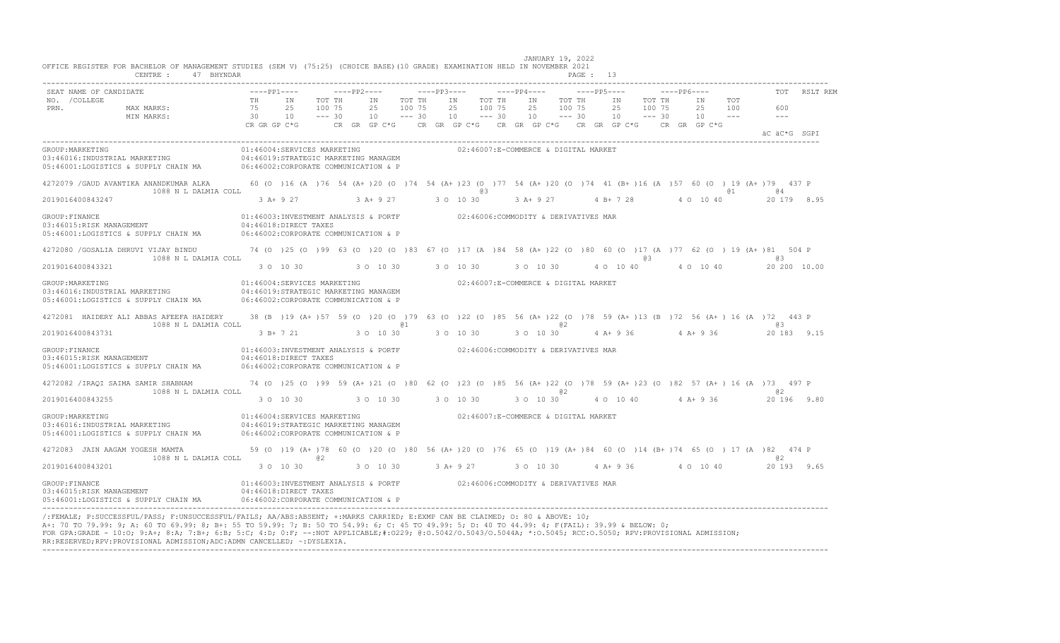JANUARY 19, 2022

OFFICE REGISTER FOR BACHELOR OF MANAGEMENT STUDIES (SEM V) (75:25) (CHOICE BASE)(10 GRADE) EXAMINATION HELD IN NOVEMBER 2021

CENTRE : 47 BHYNDAR

| SEAT NO. /COLLEGE PRN. | NAME OF CANDIDATE | PP1 TH | PP1 IN | PP1 TOT | PP2 TH | PP2 IN | PP2 TOT | PP3 TH | PP3 IN | PP3 TOT | PP4 TH | PP4 IN | PP4 TOT | PP5 TH | PP5 IN | PP5 TOT | PP6 TH | PP6 IN | PP6 TOT | TOT | RSLT |
|---|---|---|---|---|---|---|---|---|---|---|---|---|---|---|---|---|---|---|---|---|---|
| MAX MARKS: | | 75 | 25 | 100 | 75 | 25 | 100 | 75 | 25 | 100 | 75 | 25 | 100 | 75 | 25 | 100 | 75 | 25 | 100 | 600 | |
| MIN MARKS: | | 30 | 10 | --- | 30 | 10 | --- | 30 | 10 | --- | 30 | 10 | --- | 30 | 10 | --- | 30 | 10 | --- | --- | |
| | | CR GR GP C*G | | | CR GR GP C*G | | | CR GR GP C*G | | | CR GR GP C*G | | | CR GR GP C*G | | | CR GR GP C*G | | | äC äC*G SGPI | |

GROUP:MARKETING
01:46004:SERVICES MARKETING
02:46007:E-COMMERCE & DIGITAL MARKET
03:46016:INDUSTRIAL MARKETING
04:46019:STRATEGIC MARKETING MANAGEM
05:46001:LOGISTICS & SUPPLY CHAIN MA
06:46002:CORPORATE COMMUNICATION & P

| SEAT NO. | NAME / COLLEGE / PRN | PP1 | PP2 | PP3 | PP4 | PP5 | PP6 | TOT | RSLT |
|---|---|---|---|---|---|---|---|---|---|
| 4272079 | /GAUD AVANTIKA ANANDKUMAR ALKA, 1088 N L DALMIA COLL, 2019016400843247 | 60 (O ) 16 (A ) 76; 3 A+ 9 27 | 54 (A+ ) 20 (O ) 74; 3 A+ 9 27 | 54 (A+ ) 23 (O ) 77 @3; 3 O 10 30 | 54 (A+ ) 20 (O ) 74; 3 A+ 9 27 | 41 (B+ ) 16 (A ) 57; 4 B+ 7 28 | 60 (O ) 19 (A+ ) 79 @1; 4 O 10 40 | 437 @4; 20 179 8.95 | P |

GROUP:FINANCE
01:46003:INVESTMENT ANALYSIS & PORTF
02:46006:COMMODITY & DERIVATIVES MAR
03:46015:RISK MANAGEMENT
04:46018:DIRECT TAXES
05:46001:LOGISTICS & SUPPLY CHAIN MA
06:46002:CORPORATE COMMUNICATION & P

| SEAT NO. | NAME / COLLEGE / PRN | PP1 | PP2 | PP3 | PP4 | PP5 | PP6 | TOT | RSLT |
|---|---|---|---|---|---|---|---|---|---|
| 4272080 | /GOSALIA DHRUVI VIJAY BINDU, 1088 N L DALMIA COLL, 2019016400843321 | 74 (O ) 25 (O ) 99; 3 O 10 30 | 63 (O ) 20 (O ) 83; 3 O 10 30 | 67 (O ) 17 (A ) 84; 3 O 10 30 | 58 (A+ ) 22 (O ) 80; 3 O 10 30 | 60 (O ) 17 (A ) 77 @3; 4 O 10 40 | 62 (O ) 19 (A+ ) 81; 4 O 10 40 | 504 @3; 20 200 10.00 | P |

GROUP:MARKETING
01:46004:SERVICES MARKETING
02:46007:E-COMMERCE & DIGITAL MARKET
03:46016:INDUSTRIAL MARKETING
04:46019:STRATEGIC MARKETING MANAGEM
05:46001:LOGISTICS & SUPPLY CHAIN MA
06:46002:CORPORATE COMMUNICATION & P

| SEAT NO. | NAME / COLLEGE / PRN | PP1 | PP2 | PP3 | PP4 | PP5 | PP6 | TOT | RSLT |
|---|---|---|---|---|---|---|---|---|---|
| 4272081 | HAIDERY ALI ABBAS AFEEFA HAIDERY, 1088 N L DALMIA COLL, 2019016400843731 | 38 (B ) 19 (A+ ) 57; 3 B+ 7 21 | 59 (O ) 20 (O ) 79 @1; 3 O 10 30 | 63 (O ) 22 (O ) 85; 3 O 10 30 | 56 (A+ ) 22 (O ) 78 @2; 3 O 10 30 | 59 (A+ ) 13 (B ) 72; 4 A+ 9 36 | 56 (A+ ) 16 (A ) 72; 4 A+ 9 36 | 443 @3; 20 183 9.15 | P |

GROUP:FINANCE
01:46003:INVESTMENT ANALYSIS & PORTF
02:46006:COMMODITY & DERIVATIVES MAR
03:46015:RISK MANAGEMENT
04:46018:DIRECT TAXES
05:46001:LOGISTICS & SUPPLY CHAIN MA
06:46002:CORPORATE COMMUNICATION & P

| SEAT NO. | NAME / COLLEGE / PRN | PP1 | PP2 | PP3 | PP4 | PP5 | PP6 | TOT | RSLT |
|---|---|---|---|---|---|---|---|---|---|
| 4272082 | /IRAQI SAIMA SAMIR SHABNAM, 1088 N L DALMIA COLL, 2019016400843255 | 74 (O ) 25 (O ) 99; 3 O 10 30 | 59 (A+ ) 21 (O ) 80; 3 O 10 30 | 62 (O ) 23 (O ) 85; 3 O 10 30 | 56 (A+ ) 22 (O ) 78 @2; 3 O 10 30 | 59 (A+ ) 23 (O ) 82; 4 O 10 40 | 57 (A+ ) 16 (A ) 73; 4 A+ 9 36 | 497 @2; 20 196 9.80 | P |

GROUP:MARKETING
01:46004:SERVICES MARKETING
02:46007:E-COMMERCE & DIGITAL MARKET
03:46016:INDUSTRIAL MARKETING
04:46019:STRATEGIC MARKETING MANAGEM
05:46001:LOGISTICS & SUPPLY CHAIN MA
06:46002:CORPORATE COMMUNICATION & P

| SEAT NO. | NAME / COLLEGE / PRN | PP1 | PP2 | PP3 | PP4 | PP5 | PP6 | TOT | RSLT |
|---|---|---|---|---|---|---|---|---|---|
| 4272083 | JAIN AAGAM YOGESH MAMTA, 1088 N L DALMIA COLL, 2019016400843201 | 59 (O ) 19 (A+ ) 78 @2; 3 O 10 30 | 60 (O ) 20 (O ) 80; 3 O 10 30 | 56 (A+ ) 20 (O ) 76; 3 A+ 9 27 | 65 (O ) 19 (A+ ) 84; 3 O 10 30 | 60 (O ) 14 (B+ ) 74; 4 A+ 9 36 | 65 (O ) 17 (A ) 82; 4 O 10 40 | 474 @2; 20 193 9.65 | P |

GROUP:FINANCE
01:46003:INVESTMENT ANALYSIS & PORTF
02:46006:COMMODITY & DERIVATIVES MAR
03:46015:RISK MANAGEMENT
04:46018:DIRECT TAXES
05:46001:LOGISTICS & SUPPLY CHAIN MA
06:46002:CORPORATE COMMUNICATION & P

/:FEMALE; P:SUCCESSFUL/PASS; F:UNSUCCESSFUL/FAILS; AA/ABS:ABSENT; +:MARKS CARRIED; E:EXMP CAN BE CLAIMED; O: 80 & ABOVE: 10; A+: 70 TO 79.99: 9; A: 60 TO 69.99: 8; B+: 55 TO 59.99: 7; B: 50 TO 54.99: 6; C: 45 TO 49.99: 5; D: 40 TO 44.99: 4; F(FAIL): 39.99 & BELOW: 0; FOR GPA:GRADE - 10:O; 9:A+; 8:A; 7:B+; 6:B; 5:C; 4:D; 0:F; --:NOT APPLICABLE;#:O229; @:O.5042/O.5043/O.5044A; *:O.5045; RCC:O.5050; RPV:PROVISIONAL ADMISSION; RR:RESERVED;RPV:PROVISIONAL ADMISSION;ADC:ADMN CANCELLED; ~:DYSLEXIA.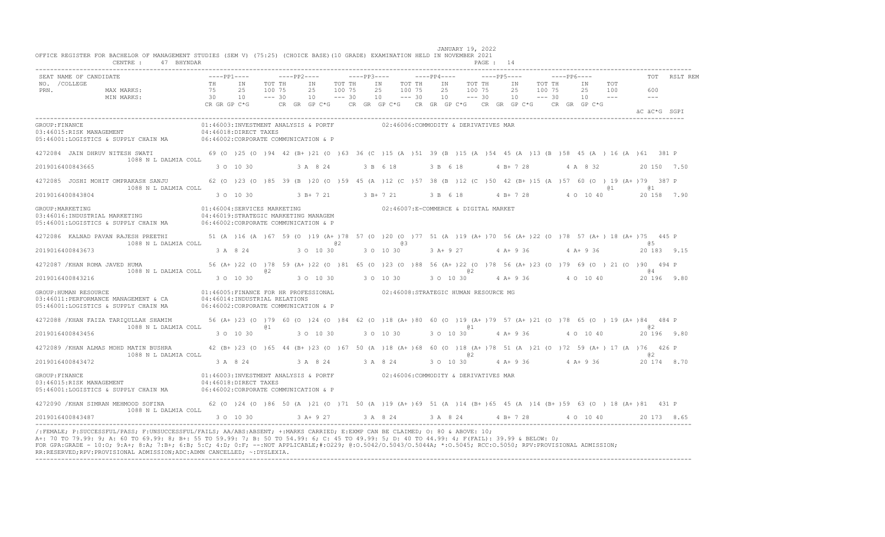JANUARY 19, 2022

OFFICE REGISTER FOR BACHELOR OF MANAGEMENT STUDIES (SEM V) (75:25) (CHOICE BASE)(10 GRADE) EXAMINATION HELD IN NOVEMBER 2021

CENTRE : 47 BHYNDAR

```
SEAT NAME OF CANDIDATE               ----PP1----      ----PP2----      ----PP3----      ----PP4----      ----PP5----      ----PP6----           TOT   RSLT REM
NO.  /COLLEGE                        TH     IN    TOT TH     IN    TOT TH     IN    TOT TH     IN    TOT TH     IN    TOT TH     IN    TOT
PRN.            MAX MARKS:           75     25    100 75     25    100 75     25    100 75     25    100 75     25    100 75     25    100      600
                MIN MARKS:           30     10    --- 30     10    --- 30     10    --- 30     10    --- 30     10    --- 30     10    ---      ---
                                     CR GR GP C*G      CR  GR  GP C*G    CR  GR  GP C*G   CR  GR  GP C*G   CR  GR  GP C*G   CR  GR  GP C*G
                                                                                                                                          äC äC*G  SGPI
------------------------------------------------------------------------------------------------------------------------------------------------------------
GROUP:FINANCE                             01:46003:INVESTMENT ANALYSIS & PORTF            02:46006:COMMODITY & DERIVATIVES MAR
03:46015:RISK MANAGEMENT                  04:46018:DIRECT TAXES
05:46001:LOGISTICS & SUPPLY CHAIN MA      06:46002:CORPORATE COMMUNICATION & P

4272084  JAIN DHRUV NITESH SWATI           69 (O )25 (O )94 42 (B+ )21 (O )63 36 (C )15 (A )51 39 (B )15 (A )54 45 (A )13 (B )58 45 (A ) 16 (A )61  381 P
          1088 N L DALMIA COLL
2019016400843665                            3 O 10 30        3 A  8 24        3 B  6 18        3 B  6 18        4 B+ 7 28        4 A  8 32        20 150  7.50

4272085  JOSHI MOHIT OMPRAKASH SANJU       62 (O )23 (O )85 39 (B )20 (O )59 45 (A )12 (C )57 38 (B )12 (C )50 42 (B+ )15 (A )57 60 (O ) 19 (A+ )79  387 P
          1088 N L DALMIA COLL                                                                                                         @1          @1
2019016400843804                            3 O 10 30        3 B+ 7 21        3 B+ 7 21        3 B  6 18        4 B+ 7 28        4 O 10 40        20 158  7.90

GROUP:MARKETING                           01:46004:SERVICES MARKETING                     02:46007:E-COMMERCE & DIGITAL MARKET
03:46016:INDUSTRIAL MARKETING             04:46019:STRATEGIC MARKETING MANAGEM
05:46001:LOGISTICS & SUPPLY CHAIN MA      06:46002:CORPORATE COMMUNICATION & P

4272086  KALNAD PAVAN RAJESH PREETHI       51 (A )16 (A )67 59 (O )19 (A+ )78 57 (O )20 (O )77 51 (A )19 (A+ )70 56 (A+ )22 (O )78 57 (A+ ) 18 (A+ )75  445 P
          1088 N L DALMIA COLL                                   @2               @3                                                               @5
2019016400843673                            3 A  8 24        3 O 10 30        3 O 10 30        3 A+ 9 27        4 A+ 9 36        4 A+ 9 36        20 183  9.15

4272087 /KHAN ROMA JAVED HUMA              56 (A+ )22 (O )78 59 (A+ )22 (O )81 65 (O )23 (O )88 56 (A+ )22 (O )78 56 (A+ )23 (O )79 69 (O ) 21 (O )90  494 P
          1088 N L DALMIA COLL                  @2                                                 @2                                              @4
2019016400843216                            3 O 10 30        3 O 10 30        3 O 10 30        3 O 10 30        4 A+ 9 36        4 O 10 40        20 196  9.80

GROUP:HUMAN RESOURCE                      01:46005:FINANCE FOR HR PROFESSIONAL            02:46008:STRATEGIC HUMAN RESOURCE MG
03:46011:PERFORMANCE MANAGEMENT & CA      04:46014:INDUSTRIAL RELATIONS
05:46001:LOGISTICS & SUPPLY CHAIN MA      06:46002:CORPORATE COMMUNICATION & P

4272088 /KHAN FAIZA TARIQULLAH SHAMIM      56 (A+ )23 (O )79 60 (O )24 (O )84 62 (O )18 (A+ )80 60 (O )19 (A+ )79 57 (A+ )21 (O )78 65 (O ) 19 (A+ )84  484 P
          1088 N L DALMIA COLL                  @1                                                 @1                                              @2
2019016400843456                            3 O 10 30        3 O 10 30        3 O 10 30        3 O 10 30        4 A+ 9 36        4 O 10 40        20 196  9.80

4272089 /KHAN ALMAS MOHD MATIN BUSHRA      42 (B+ )23 (O )65 44 (B+ )23 (O )67 50 (A )18 (A+ )68 60 (O )18 (A+ )78 51 (A )21 (O )72 59 (A+ ) 17 (A )76  426 P
          1088 N L DALMIA COLL                                                                     @2                                              @2
2019016400843472                            3 A  8 24        3 A  8 24        3 A  8 24        3 O 10 30        4 A+ 9 36        4 A+ 9 36        20 174  8.70

GROUP:FINANCE                             01:46003:INVESTMENT ANALYSIS & PORTF            02:46006:COMMODITY & DERIVATIVES MAR
03:46015:RISK MANAGEMENT                  04:46018:DIRECT TAXES
05:46001:LOGISTICS & SUPPLY CHAIN MA      06:46002:CORPORATE COMMUNICATION & P

4272090 /KHAN SIMRAN MEHMOOD SOFINA        62 (O )24 (O )86 50 (A )21 (O )71 50 (A )19 (A+ )69 51 (A )14 (B+ )65 45 (A )14 (B+ )59 63 (O ) 18 (A+ )81  431 P
          1088 N L DALMIA COLL
2019016400843487                            3 O 10 30        3 A+ 9 27        3 A  8 24        3 A  8 24        4 B+ 7 28        4 O 10 40        20 173  8.65
------------------------------------------------------------------------------------------------------------------------------------------------------------
```

/:FEMALE; P:SUCCESSFUL/PASS; F:UNSUCCESSFUL/FAILS; AA/ABS:ABSENT; +:MARKS CARRIED; E:EXMP CAN BE CLAIMED; O: 80 & ABOVE: 10;
A+: 70 TO 79.99: 9; A: 60 TO 69.99: 8; B+: 55 TO 59.99: 7; B: 50 TO 54.99: 6; C: 45 TO 49.99: 5; D: 40 TO 44.99: 4; F(FAIL): 39.99 & BELOW: 0;
FOR GPA:GRADE - 10:O; 9:A+; 8:A; 7:B+; 6:B; 5:C; 4:D; 0:F; --:NOT APPLICABLE;#:0229; @:O.5042/O.5043/O.5044A; *:O.5045; RCC:O.5050; RPV:PROVISIONAL ADMISSION;
RR:RESERVED;RPV:PROVISIONAL ADMISSION;ADC:ADMN CANCELLED; ~:DYSLEXIA.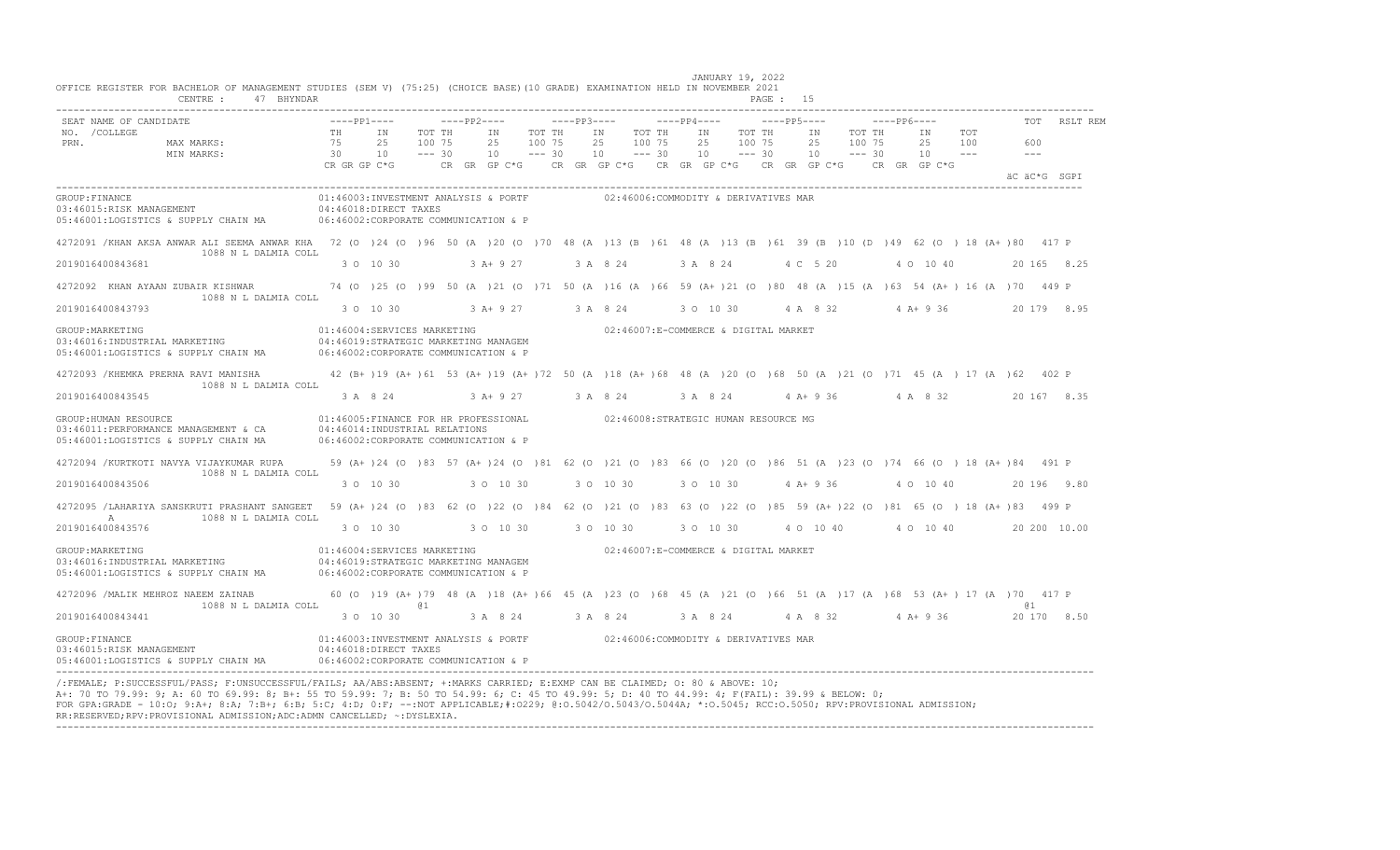JANUARY 19, 2022

OFFICE REGISTER FOR BACHELOR OF MANAGEMENT STUDIES (SEM V) (75:25) (CHOICE BASE)(10 GRADE) EXAMINATION HELD IN NOVEMBER 2021

CENTRE : 47 BHYNDAR

```
SEAT NAME OF CANDIDATE                    ----PP1----       ----PP2----       ----PP3----       ----PP4----       ----PP5----       ----PP6----              TOT   RSLT REM
NO.  /COLLEGE                             TH     IN    TOT TH     IN    TOT TH     IN    TOT TH     IN    TOT TH     IN    TOT TH     IN    TOT
PRN.              MAX MARKS:              75     25    100 75     25    100 75     25    100 75     25    100 75     25    100 75     25    100          600
                  MIN MARKS:              30     10    --- 30     10    --- 30     10    --- 30     10    --- 30     10    --- 30     10    ---          ---
                                          CR GR GP C*G      CR GR GP C*G      CR GR GP C*G      CR GR GP C*G      CR GR GP C*G      CR GR GP C*G
                                                                                                                                                     äC äC*G  SGPI

GROUP:FINANCE                              01:46003:INVESTMENT ANALYSIS & PORTF          02:46006:COMMODITY & DERIVATIVES MAR
03:46015:RISK MANAGEMENT                   04:46018:DIRECT TAXES
05:46001:LOGISTICS & SUPPLY CHAIN MA       06:46002:CORPORATE COMMUNICATION & P

4272091 /KHAN AKSA ANWAR ALI SEEMA ANWAR KHA   72 (O )24 (O )96 50 (A )20 (O )70 48 (A )13 (B )61 48 (A )13 (B )61 39 (B )10 (D )49 62 (O ) 18 (A+ )80   417 P
                 1088 N L DALMIA COLL
2019016400843681                            3 O 10 30         3 A+ 9 27         3 A  8 24         3 A  8 24         4 C  5 20         4 O 10 40        20 165  8.25

4272092  KHAN AYAAN ZUBAIR KISHWAR             74 (O )25 (O )99 50 (A )21 (O )71 50 (A )16 (A )66 59 (A+ )21 (O )80 48 (A )15 (A )63 54 (A+ ) 16 (A )70   449 P
                 1088 N L DALMIA COLL
2019016400843793                            3 O 10 30         3 A+ 9 27         3 A  8 24         3 O 10 30         4 A  8 32         4 A+ 9 36        20 179  8.95

GROUP:MARKETING                            01:46004:SERVICES MARKETING                   02:46007:E-COMMERCE & DIGITAL MARKET
03:46016:INDUSTRIAL MARKETING              04:46019:STRATEGIC MARKETING MANAGEM
05:46001:LOGISTICS & SUPPLY CHAIN MA       06:46002:CORPORATE COMMUNICATION & P

4272093 /KHEMKA PRERNA RAVI MANISHA            42 (B+ )19 (A+ )61 53 (A+ )19 (A+ )72 50 (A )18 (A+ )68 48 (A )20 (O )68 50 (A )21 (O )71 45 (A ) 17 (A )62   402 P
                 1088 N L DALMIA COLL
2019016400843545                            3 A  8 24         3 A+ 9 27         3 A  8 24         3 A  8 24         4 A+ 9 36         4 A  8 32        20 167  8.35

GROUP:HUMAN RESOURCE                       01:46005:FINANCE FOR HR PROFESSIONAL          02:46008:STRATEGIC HUMAN RESOURCE MG
03:46011:PERFORMANCE MANAGEMENT & CA       04:46014:INDUSTRIAL RELATIONS
05:46001:LOGISTICS & SUPPLY CHAIN MA       06:46002:CORPORATE COMMUNICATION & P

4272094 /KURTKOTI NAVYA VIJAYKUMAR RUPA        59 (A+ )24 (O )83 57 (A+ )24 (O )81 62 (O )21 (O )83 66 (O )20 (O )86 51 (A )23 (O )74 66 (O ) 18 (A+ )84   491 P
                 1088 N L DALMIA COLL
2019016400843506                            3 O 10 30         3 O 10 30         3 O 10 30         3 O 10 30         4 A+ 9 36         4 O 10 40        20 196  9.80

4272095 /LAHARIYA SANSKRUTI PRASHANT SANGEET   59 (A+ )24 (O )83 62 (O )22 (O )84 62 (O )21 (O )83 63 (O )22 (O )85 59 (A+ )22 (O )81 65 (O ) 18 (A+ )83   499 P
     A           1088 N L DALMIA COLL
2019016400843576                            3 O 10 30         3 O 10 30         3 O 10 30         3 O 10 30         4 O 10 40         4 O 10 40        20 200 10.00

GROUP:MARKETING                            01:46004:SERVICES MARKETING                   02:46007:E-COMMERCE & DIGITAL MARKET
03:46016:INDUSTRIAL MARKETING              04:46019:STRATEGIC MARKETING MANAGEM
05:46001:LOGISTICS & SUPPLY CHAIN MA       06:46002:CORPORATE COMMUNICATION & P

4272096 /MALIK MEHROZ NAEEM ZAINAB             60 (O )19 (A+ )79 48 (A )18 (A+ )66 45 (A )23 (O )68 45 (A )21 (O )66 51 (A )17 (A )68 53 (A+ ) 17 (A )70   417 P
                 1088 N L DALMIA COLL             @1                                                                                                   @1
2019016400843441                            3 O 10 30         3 A  8 24         3 A  8 24         3 A  8 24         4 A  8 32         4 A+ 9 36        20 170  8.50

GROUP:FINANCE                              01:46003:INVESTMENT ANALYSIS & PORTF          02:46006:COMMODITY & DERIVATIVES MAR
03:46015:RISK MANAGEMENT                   04:46018:DIRECT TAXES
05:46001:LOGISTICS & SUPPLY CHAIN MA       06:46002:CORPORATE COMMUNICATION & P
```

/:FEMALE; P:SUCCESSFUL/PASS; F:UNSUCCESSFUL/FAILS; AA/ABS:ABSENT; +:MARKS CARRIED; E:EXMP CAN BE CLAIMED; O: 80 & ABOVE: 10;
A+: 70 TO 79.99: 9; A: 60 TO 69.99: 8; B+: 55 TO 59.99: 7; B: 50 TO 54.99: 6; C: 45 TO 49.99: 5; D: 40 TO 44.99: 4; F(FAIL): 39.99 & BELOW: 0;
FOR GPA:GRADE - 10:O; 9:A+; 8:A; 7:B+; 6:B; 5:C; 4:D; 0:F; --:NOT APPLICABLE;#:0229; @:O.5042/O.5043/O.5044A; *:O.5045; RCC:O.5050; RPV:PROVISIONAL ADMISSION;
RR:RESERVED;RPV:PROVISIONAL ADMISSION;ADC:ADMN CANCELLED; ~:DYSLEXIA.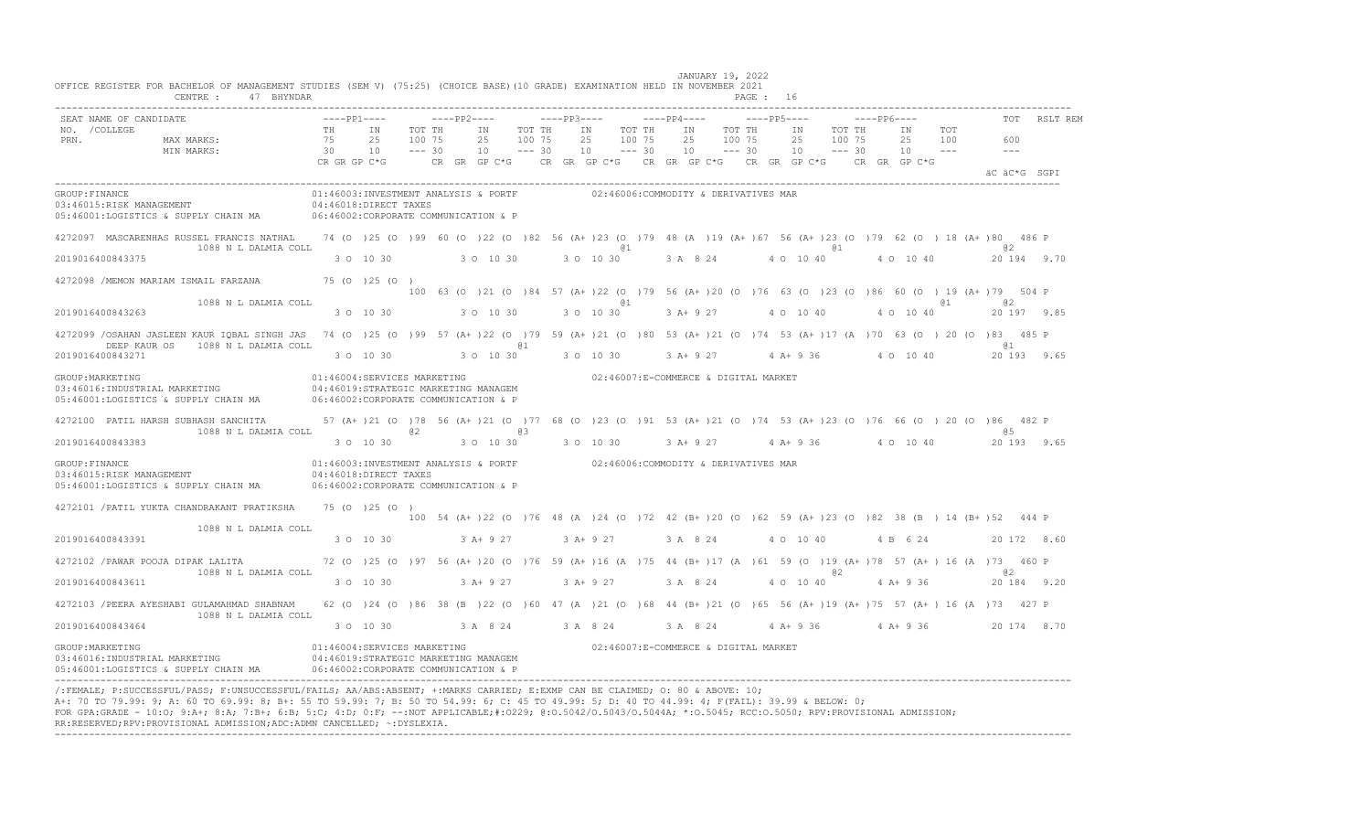JANUARY 19, 2022

OFFICE REGISTER FOR BACHELOR OF MANAGEMENT STUDIES (SEM V) (75:25) (CHOICE BASE)(10 GRADE) EXAMINATION HELD IN NOVEMBER 2021

CENTRE : 47 BHYNDAR

```
SEAT NAME OF CANDIDATE                          ----PP1----        ----PP2----        ----PP3----        ----PP4----        ----PP5----        ----PP6----              TOT   RSLT REM
NO. /COLLEGE                                    TH     IN     TOT TH     IN     TOT TH     IN     TOT TH     IN     TOT TH     IN     TOT TH     IN     TOT
PRN.              MAX MARKS:                    75     25     100 75     25     100 75     25     100 75     25     100 75     25     100 75     25     100       600
                  MIN MARKS:                    30     10     --- 30     10     --- 30     10     --- 30     10     --- 30     10     --- 30     10     ---       ---
                                                CR GR GP C*G       CR  GR  GP C*G     CR  GR  GP C*G     CR  GR  GP C*G     CR  GR  GP C*G     CR  GR  GP C*G
                                                                                                                                                                  äC äC*G  SGPI

GROUP:FINANCE                                   01:46003:INVESTMENT ANALYSIS & PORTF          02:46006:COMMODITY & DERIVATIVES MAR
03:46015:RISK MANAGEMENT                        04:46018:DIRECT TAXES
05:46001:LOGISTICS & SUPPLY CHAIN MA            06:46002:CORPORATE COMMUNICATION & P

4272097  MASCARENHAS RUSSEL FRANCIS NATHAL    74 (O )25 (O )99 60 (O )22 (O )82 56 (A+ )23 (O )79 48 (A )19 (A+ )67 56 (A+ )23 (O )79 62 (O ) 18 (A+ )80  486 P
                 1088 N L DALMIA COLL                                                  @1                                       @1                              @2
2019016400843375                                3 O 10 30          3 O 10 30       3 O 10 30       3 A 8 24        4 O 10 40       4 O 10 40          20 194  9.70

4272098 /MEMON MARIAM ISMAIL FARZANA          75 (O )25 (O )
                                                        100 63 (O )21 (O )84 57 (A+ )22 (O )79 56 (A+ )20 (O )76 63 (O )23 (O )86 60 (O ) 19 (A+ )79  504 P
                 1088 N L DALMIA COLL                                                  @1                                                        @1             @2
2019016400843263                                3 O 10 30          3 O 10 30       3 O 10 30       3 A+ 9 27       4 O 10 40       4 O 10 40          20 197  9.85

4272099 /OSAHAN JASLEEN KAUR IQBAL SINGH JAS  74 (O )25 (O )99 57 (A+ )22 (O )79 59 (A+ )21 (O )80 53 (A+ )21 (O )74 53 (A+ )17 (A )70 63 (O ) 20 (O )83  485 P
        DEEP KAUR OS    1088 N L DALMIA COLL                              @1                                                                                    @1
2019016400843271                                3 O 10 30          3 O 10 30       3 O 10 30       3 A+ 9 27       4 A+ 9 36       4 O 10 40          20 193  9.65

GROUP:MARKETING                                 01:46004:SERVICES MARKETING                   02:46007:E-COMMERCE & DIGITAL MARKET
03:46016:INDUSTRIAL MARKETING                   04:46019:STRATEGIC MARKETING MANAGEM
05:46001:LOGISTICS & SUPPLY CHAIN MA            06:46002:CORPORATE COMMUNICATION & P

4272100  PATIL HARSH SUBHASH SANCHITA         57 (A+ )21 (O )78 56 (A+ )21 (O )77 68 (O )23 (O )91 53 (A+ )21 (O )74 53 (A+ )23 (O )76 66 (O ) 20 (O )86  482 P
                 1088 N L DALMIA COLL                @2                @3                                                                                       @5
2019016400843383                                3 O 10 30          3 O 10 30       3 O 10 30       3 A+ 9 27       4 A+ 9 36       4 O 10 40          20 193  9.65

GROUP:FINANCE                                   01:46003:INVESTMENT ANALYSIS & PORTF          02:46006:COMMODITY & DERIVATIVES MAR
03:46015:RISK MANAGEMENT                        04:46018:DIRECT TAXES
05:46001:LOGISTICS & SUPPLY CHAIN MA            06:46002:CORPORATE COMMUNICATION & P

4272101 /PATIL YUKTA CHANDRAKANT PRATIKSHA    75 (O )25 (O )
                                                        100 54 (A+ )22 (O )76 48 (A )24 (O )72 42 (B+ )20 (O )62 59 (A+ )23 (O )82 38 (B ) 14 (B+ )52  444 P
                 1088 N L DALMIA COLL
2019016400843391                                3 O 10 30          3 A+ 9 27       3 A+ 9 27       3 A 8 24        4 O 10 40       4 B 6 24           20 172  8.60

4272102 /PAWAR POOJA DIPAK LALITA             72 (O )25 (O )97 56 (A+ )20 (O )76 59 (A+ )16 (A )75 44 (B+ )17 (A )61 59 (O )19 (A+ )78 57 (A+ ) 16 (A )73  460 P
                 1088 N L DALMIA COLL                                                                                   @2                              @2
2019016400843611                                3 O 10 30          3 A+ 9 27       3 A+ 9 27       3 A 8 24        4 O 10 40       4 A+ 9 36          20 184  9.20

4272103 /PEERA AYESHABI GULAMAHMAD SHABNAM    62 (O )24 (O )86 38 (B )22 (O )60 47 (A )21 (O )68 44 (B+ )21 (O )65 56 (A+ )19 (A+ )75 57 (A+ ) 16 (A )73  427 P
                 1088 N L DALMIA COLL
2019016400843464                                3 O 10 30          3 A 8 24        3 A 8 24        3 A 8 24        4 A+ 9 36       4 A+ 9 36          20 174  8.70

GROUP:MARKETING                                 01:46004:SERVICES MARKETING                   02:46007:E-COMMERCE & DIGITAL MARKET
03:46016:INDUSTRIAL MARKETING                   04:46019:STRATEGIC MARKETING MANAGEM
05:46001:LOGISTICS & SUPPLY CHAIN MA            06:46002:CORPORATE COMMUNICATION & P
```

/:FEMALE; P:SUCCESSFUL/PASS; F:UNSUCCESSFUL/FAILS; AA/ABS:ABSENT; +:MARKS CARRIED; E:EXMP CAN BE CLAIMED; O: 80 & ABOVE: 10;
A+: 70 TO 79.99: 9; A: 60 TO 69.99: 8; B+: 55 TO 59.99: 7; B: 50 TO 54.99: 6; C: 45 TO 49.99: 5; D: 40 TO 44.99: 4; F(FAIL): 39.99 & BELOW: 0;
FOR GPA:GRADE - 10:O; 9:A+; 8:A; 7:B+; 6:B; 5:C; 4:D; 0:F; --:NOT APPLICABLE;#:O229; @:O.5042/O.5043/O.5044A; *:O.5045; RCC:O.5050; RPV:PROVISIONAL ADMISSION;
RR:RESERVED;RPV:PROVISIONAL ADMISSION;ADC:ADMN CANCELLED; ~:DYSLEXIA.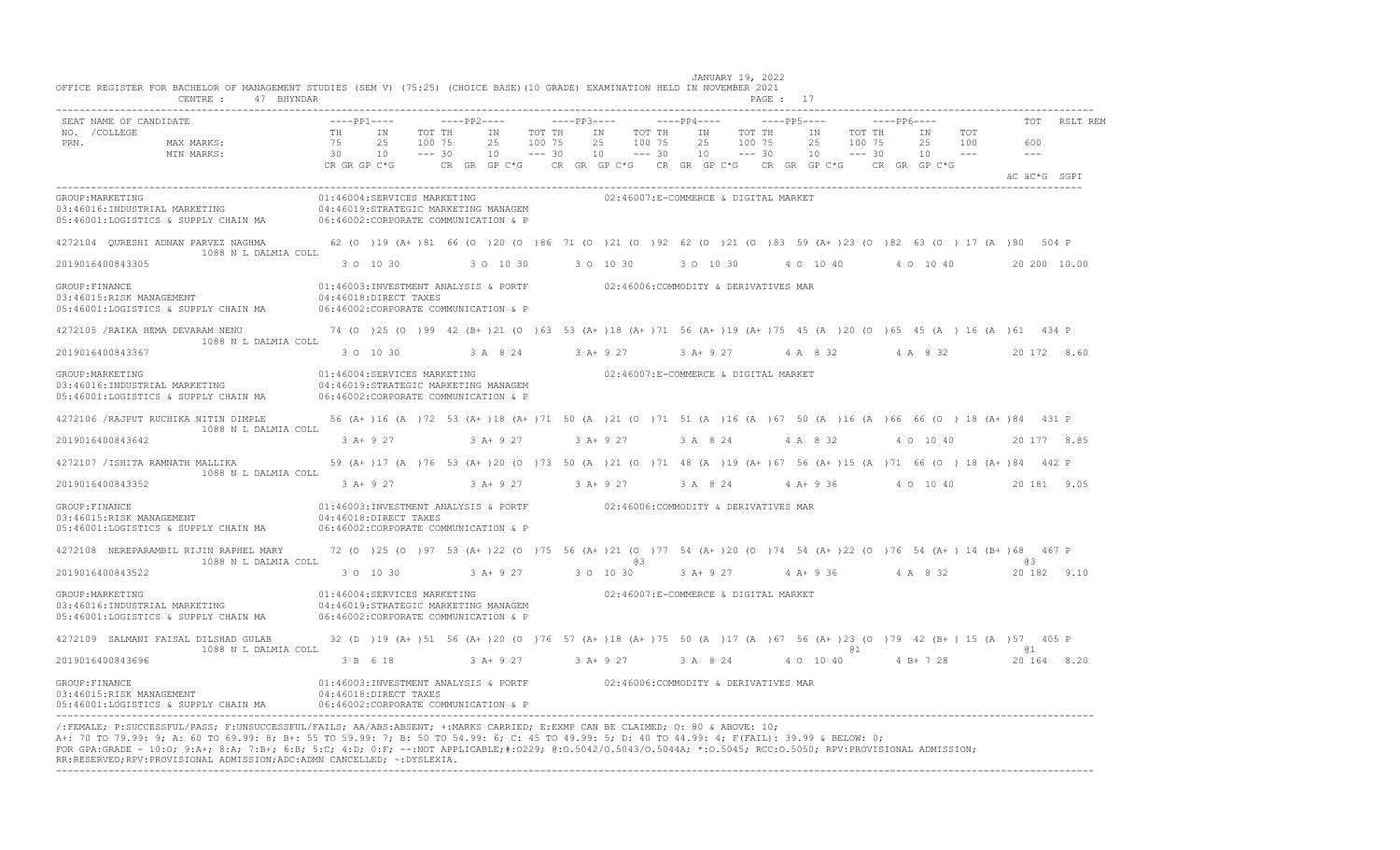JANUARY 19, 2022

OFFICE REGISTER FOR BACHELOR OF MANAGEMENT STUDIES (SEM V) (75:25) (CHOICE BASE)(10 GRADE) EXAMINATION HELD IN NOVEMBER 2021

CENTRE : 47 BHYNDAR

| SEAT NO. /COLLEGE PRN. | NAME OF CANDIDATE | PP1 TH | PP1 IN | PP1 TOT | PP2 TH | PP2 IN | PP2 TOT | PP3 TH | PP3 IN | PP3 TOT | PP4 TH | PP4 IN | PP4 TOT | PP5 TH | PP5 IN | PP5 TOT | PP6 TH | PP6 IN | PP6 TOT | TOT | RSLT | REM |
|---|---|---|---|---|---|---|---|---|---|---|---|---|---|---|---|---|---|---|---|---|---|---|
| | MAX MARKS: | 75 | 25 | 100 | 75 | 25 | 100 | 75 | 25 | 100 | 75 | 25 | 100 | 75 | 25 | 100 | 75 | 25 | 100 | 600 | | |
| | MIN MARKS: | 30 | 10 | --- | 30 | 10 | --- | 30 | 10 | --- | 30 | 10 | --- | 30 | 10 | --- | 30 | 10 | --- | --- | | |
| | | CR GR GP C*G | | | CR GR GP C*G | | | CR GR GP C*G | | | CR GR GP C*G | | | CR GR GP C*G | | | CR GR GP C*G | | | äC äC*G SGPI | | |

GROUP:MARKETING
01:46004:SERVICES MARKETING 02:46007:E-COMMERCE & DIGITAL MARKET
03:46016:INDUSTRIAL MARKETING 04:46019:STRATEGIC MARKETING MANAGEM
05:46001:LOGISTICS & SUPPLY CHAIN MA 06:46002:CORPORATE COMMUNICATION & P

| 4272104 QURESHI ADNAN PARVEZ NAGHMA | 62 (O )19 (A+ )81 | 66 (O )20 (O )86 | 71 (O )21 (O )92 | 62 (O )21 (O )83 | 59 (A+ )23 (O )82 | 63 (O ) 17 (A )80 | 504 P |
|---|---|---|---|---|---|---|---|
| 1088 N L DALMIA COLL 2019016400843305 | 3 O 10 30 | 3 O 10 30 | 3 O 10 30 | 3 O 10 30 | 4 O 10 40 | 4 O 10 40 | 20 200 10.00 |

GROUP:FINANCE
01:46003:INVESTMENT ANALYSIS & PORTF 02:46006:COMMODITY & DERIVATIVES MAR
03:46015:RISK MANAGEMENT 04:46018:DIRECT TAXES
05:46001:LOGISTICS & SUPPLY CHAIN MA 06:46002:CORPORATE COMMUNICATION & P

| 4272105 /RAIKA HEMA DEVARAM NENU | 74 (O )25 (O )99 | 42 (B+ )21 (O )63 | 53 (A+ )18 (A+ )71 | 56 (A+ )19 (A+ )75 | 45 (A )20 (O )65 | 45 (A ) 16 (A )61 | 434 P |
|---|---|---|---|---|---|---|---|
| 1088 N L DALMIA COLL 2019016400843367 | 3 O 10 30 | 3 A 8 24 | 3 A+ 9 27 | 3 A+ 9 27 | 4 A 8 32 | 4 A 8 32 | 20 172 8.60 |

GROUP:MARKETING
01:46004:SERVICES MARKETING 02:46007:E-COMMERCE & DIGITAL MARKET
03:46016:INDUSTRIAL MARKETING 04:46019:STRATEGIC MARKETING MANAGEM
05:46001:LOGISTICS & SUPPLY CHAIN MA 06:46002:CORPORATE COMMUNICATION & P

| 4272106 /RAJPUT RUCHIKA NITIN DIMPLE | 56 (A+ )16 (A )72 | 53 (A+ )18 (A+ )71 | 50 (A )21 (O )71 | 51 (A )16 (A )67 | 50 (A )16 (A )66 | 66 (O ) 18 (A+ )84 | 431 P |
|---|---|---|---|---|---|---|---|
| 1088 N L DALMIA COLL 2019016400843642 | 3 A+ 9 27 | 3 A+ 9 27 | 3 A+ 9 27 | 3 A 8 24 | 4 A 8 32 | 4 O 10 40 | 20 177 8.85 |

| 4272107 /ISHITA RAMNATH MALLIKA | 59 (A+ )17 (A )76 | 53 (A+ )20 (O )73 | 50 (A )21 (O )71 | 48 (A )19 (A+ )67 | 56 (A+ )15 (A )71 | 66 (O ) 18 (A+ )84 | 442 P |
|---|---|---|---|---|---|---|---|
| 1088 N L DALMIA COLL 2019016400843352 | 3 A+ 9 27 | 3 A+ 9 27 | 3 A+ 9 27 | 3 A 8 24 | 4 A+ 9 36 | 4 O 10 40 | 20 181 9.05 |

GROUP:FINANCE
01:46003:INVESTMENT ANALYSIS & PORTF 02:46006:COMMODITY & DERIVATIVES MAR
03:46015:RISK MANAGEMENT 04:46018:DIRECT TAXES
05:46001:LOGISTICS & SUPPLY CHAIN MA 06:46002:CORPORATE COMMUNICATION & P

| 4272108 NEREPARAMBIL RIJIN RAPHEL MARY | 72 (O )25 (O )97 | 53 (A+ )22 (O )75 | 56 (A+ )21 (O )77 @3 | 54 (A+ )20 (O )74 | 54 (A+ )22 (O )76 | 54 (A+ ) 14 (B+ )68 | 467 P @3 |
|---|---|---|---|---|---|---|---|
| 1088 N L DALMIA COLL 2019016400843522 | 3 O 10 30 | 3 A+ 9 27 | 3 O 10 30 | 3 A+ 9 27 | 4 A+ 9 36 | 4 A 8 32 | 20 182 9.10 |

GROUP:MARKETING
01:46004:SERVICES MARKETING 02:46007:E-COMMERCE & DIGITAL MARKET
03:46016:INDUSTRIAL MARKETING 04:46019:STRATEGIC MARKETING MANAGEM
05:46001:LOGISTICS & SUPPLY CHAIN MA 06:46002:CORPORATE COMMUNICATION & P

| 4272109 SALMANI FAISAL DILSHAD GULAB | 32 (D )19 (A+ )51 | 56 (A+ )20 (O )76 | 57 (A+ )18 (A+ )75 | 50 (A )17 (A )67 | 56 (A+ )23 (O )79 @1 | 42 (B+ ) 15 (A )57 | 405 P @1 |
|---|---|---|---|---|---|---|---|
| 1088 N L DALMIA COLL 2019016400843696 | 3 B 6 18 | 3 A+ 9 27 | 3 A+ 9 27 | 3 A 8 24 | 4 O 10 40 | 4 B+ 7 28 | 20 164 8.20 |

GROUP:FINANCE
01:46003:INVESTMENT ANALYSIS & PORTF 02:46006:COMMODITY & DERIVATIVES MAR
03:46015:RISK MANAGEMENT 04:46018:DIRECT TAXES
05:46001:LOGISTICS & SUPPLY CHAIN MA 06:46002:CORPORATE COMMUNICATION & P

/:FEMALE; P:SUCCESSFUL/PASS; F:UNSUCCESSFUL/FAILS; AA/ABS:ABSENT; +:MARKS CARRIED; E:EXMP CAN BE CLAIMED; O: 80 & ABOVE: 10;
A+: 70 TO 79.99: 9; A: 60 TO 69.99: 8; B+: 55 TO 59.99: 7; B: 50 TO 54.99: 6; C: 45 TO 49.99: 5; D: 40 TO 44.99: 4; F(FAIL): 39.99 & BELOW: 0;
FOR GPA:GRADE - 10:O; 9:A+; 8:A; 7:B+; 6:B; 5:C; 4:D; 0:F; --:NOT APPLICABLE;#:0229; @:O.5042/O.5043/O.5044A; *:O.5045; RCC:O.5050; RPV:PROVISIONAL ADMISSION;
RR:RESERVED;RPV:PROVISIONAL ADMISSION;ADC:ADMN CANCELLED; ~:DYSLEXIA.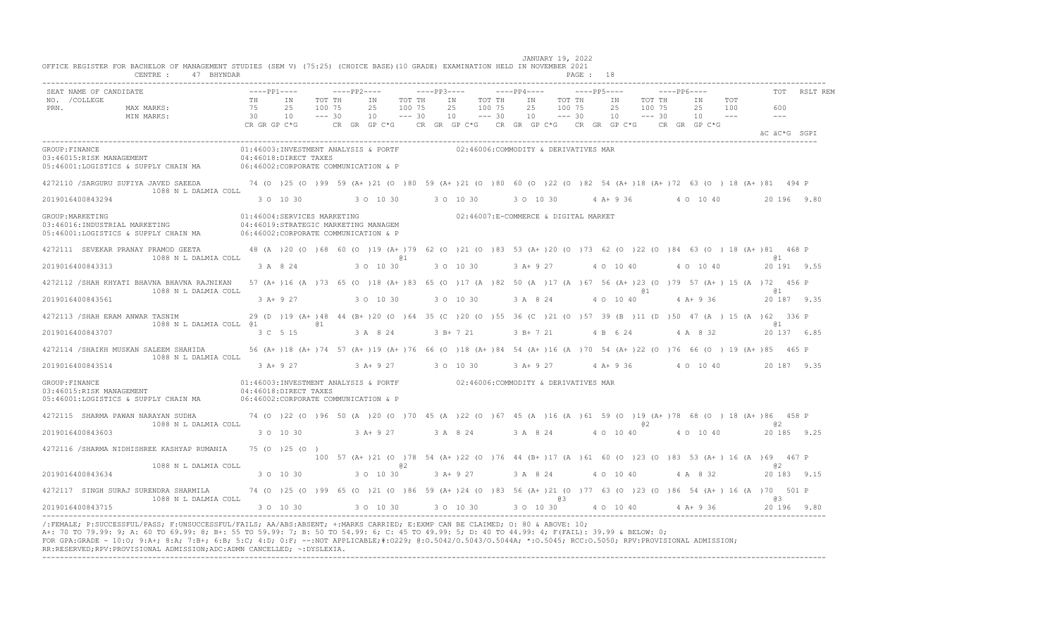JANUARY 19, 2022

OFFICE REGISTER FOR BACHELOR OF MANAGEMENT STUDIES (SEM V) (75:25) (CHOICE BASE)(10 GRADE) EXAMINATION HELD IN NOVEMBER 2021

CENTRE : 47 BHYNDAR

```
SEAT NAME OF CANDIDATE                   ----PP1----        ----PP2----        ----PP3----        ----PP4----        ----PP5----        ----PP6----            TOT   RSLT REM
NO.  /COLLEGE                            TH     IN     TOT TH     IN     TOT TH     IN     TOT TH     IN     TOT TH     IN     TOT TH     IN     TOT
PRN.           MAX MARKS:                75     25     100 75     25     100 75     25     100 75     25     100 75     25     100 75     25     100    600
               MIN MARKS:                30     10     --- 30     10     --- 30     10     --- 30     10     --- 30     10     --- 30     10     ---    ---
                                         CR GR GP C*G       CR  GR  GP C*G    CR  GR  GP C*G   CR  GR  GP C*G    CR  GR  GP C*G    CR  GR  GP C*G
                                                                                                                                                       äC äC*G  SGPI
-------------------------------------------------------------------------------------------------------------------------------------------------------------------
GROUP:FINANCE                            01:46003:INVESTMENT ANALYSIS & PORTF         02:46006:COMMODITY & DERIVATIVES MAR
03:46015:RISK MANAGEMENT                 04:46018:DIRECT TAXES
05:46001:LOGISTICS & SUPPLY CHAIN MA     06:46002:CORPORATE COMMUNICATION & P

4272110 /SARGURU SUFIYA JAVED SAEEDA     74 (O )25 (O )99 59 (A+)21 (O )80 59 (A+)21 (O )80 60 (O )22 (O )82 54 (A+)18 (A+)72 63 (O ) 18 (A+)81  494 P
         1088 N L DALMIA COLL
2019016400843294                          3 O 10 30       3 O 10 30       3 O 10 30       3 O 10 30       4 A+ 9 36       4 O 10 40       20 196  9.80

GROUP:MARKETING                          01:46004:SERVICES MARKETING                  02:46007:E-COMMERCE & DIGITAL MARKET
03:46016:INDUSTRIAL MARKETING            04:46019:STRATEGIC MARKETING MANAGEM
05:46001:LOGISTICS & SUPPLY CHAIN MA     06:46002:CORPORATE COMMUNICATION & P

4272111  SEVEKAR PRANAY PRAMOD GEETA     48 (A )20 (O )68 60 (O )19 (A+)79 62 (O )21 (O )83 53 (A+)20 (O )73 62 (O )22 (O )84 63 (O ) 18 (A+)81  468 P
         1088 N L DALMIA COLL                              @1                                                                              @1
2019016400843313                          3 A  8 24       3 O 10 30       3 O 10 30       3 A+ 9 27       4 O 10 40       4 O 10 40       20 191  9.55

4272112 /SHAH KHYATI BHAVNA BHAVNA RAJNIKAN  57 (A+)16 (A )73 65 (O )18 (A+)83 65 (O )17 (A )82 50 (A )17 (A )67 56 (A+)23 (O )79 57 (A+) 15 (A )72  456 P
         1088 N L DALMIA COLL                                                                                 @1                           @1
2019016400843561                          3 A+ 9 27       3 O 10 30       3 O 10 30       3 A  8 24       4 O 10 40       4 A+ 9 36       20 187  9.35

4272113 /SHAH ERAM ANWAR TASNIM          29 (D )19 (A+)48 44 (B+)20 (O )64 35 (C )20 (O )55 36 (C )21 (O )57 39 (B )11 (D )50 47 (A ) 15 (A )62  336 P
         1088 N L DALMIA COLL @1               @1                                                                                          @1
2019016400843707                          3 C  5 15       3 A  8 24       3 B+ 7 21       3 B+ 7 21       4 B  6 24       4 A  8 32       20 137  6.85

4272114 /SHAIKH MUSKAN SALEEM SHAHIDA    56 (A+)18 (A+)74 57 (A+)19 (A+)76 66 (O )18 (A+)84 54 (A+)16 (A )70 54 (A+)22 (O )76 66 (O ) 19 (A+)85  465 P
         1088 N L DALMIA COLL
2019016400843514                          3 A+ 9 27       3 A+ 9 27       3 O 10 30       3 A+ 9 27       4 A+ 9 36       4 O 10 40       20 187  9.35

GROUP:FINANCE                            01:46003:INVESTMENT ANALYSIS & PORTF         02:46006:COMMODITY & DERIVATIVES MAR
03:46015:RISK MANAGEMENT                 04:46018:DIRECT TAXES
05:46001:LOGISTICS & SUPPLY CHAIN MA     06:46002:CORPORATE COMMUNICATION & P

4272115  SHARMA PAWAN NARAYAN SUDHA      74 (O )22 (O )96 50 (A )20 (O )70 45 (A )22 (O )67 45 (A )16 (A )61 59 (O )19 (A+)78 68 (O ) 18 (A+)86  458 P
         1088 N L DALMIA COLL                                                                                 @2                           @2
2019016400843603                          3 O 10 30       3 A+ 9 27       3 A  8 24       3 A  8 24       4 O 10 40       4 O 10 40       20 185  9.25

4272116 /SHARMA NIDHISHREE KASHYAP RUMANIA   75 (O )25 (O )
                                         100 57 (A+)21 (O )78 54 (A+)22 (O )76 44 (B+)17 (A )61 60 (O )23 (O )83 53 (A+) 16 (A )69  467 P
         1088 N L DALMIA COLL                              @2                                                                              @2
2019016400843634                          3 O 10 30       3 O 10 30       3 A+ 9 27       3 A  8 24       4 O 10 40       4 A  8 32       20 183  9.15

4272117  SINGH SURAJ SURENDRA SHARMILA   74 (O )25 (O )99 65 (O )21 (O )86 59 (A+)24 (O )83 56 (A+)21 (O )77 63 (O )23 (O )86 54 (A+) 16 (A )70  501 P
         1088 N L DALMIA COLL                                                              @3                                              @3
2019016400843715                          3 O 10 30       3 O 10 30       3 O 10 30       3 O 10 30       4 O 10 40       4 A+ 9 36       20 196  9.80
-------------------------------------------------------------------------------------------------------------------------------------------------------------------
```

/:FEMALE; P:SUCCESSFUL/PASS; F:UNSUCCESSFUL/FAILS; AA/ABS:ABSENT; +:MARKS CARRIED; E:EXMP CAN BE CLAIMED; O: 80 & ABOVE: 10;
A+: 70 TO 79.99: 9; A: 60 TO 69.99: 8; B+: 55 TO 59.99: 7; B: 50 TO 54.99: 6; C: 45 TO 49.99: 5; D: 40 TO 44.99: 4; F(FAIL): 39.99 & BELOW: 0;
FOR GPA:GRADE - 10:O; 9:A+; 8:A; 7:B+; 6:B; 5:C; 4:D; 0:F; --:NOT APPLICABLE;#:O229; @:O.5042/O.5043/O.5044A; *:O.5045; RCC:O.5050; RPV:PROVISIONAL ADMISSION;
RR:RESERVED;RPV:PROVISIONAL ADMISSION;ADC:ADMN CANCELLED; ~:DYSLEXIA.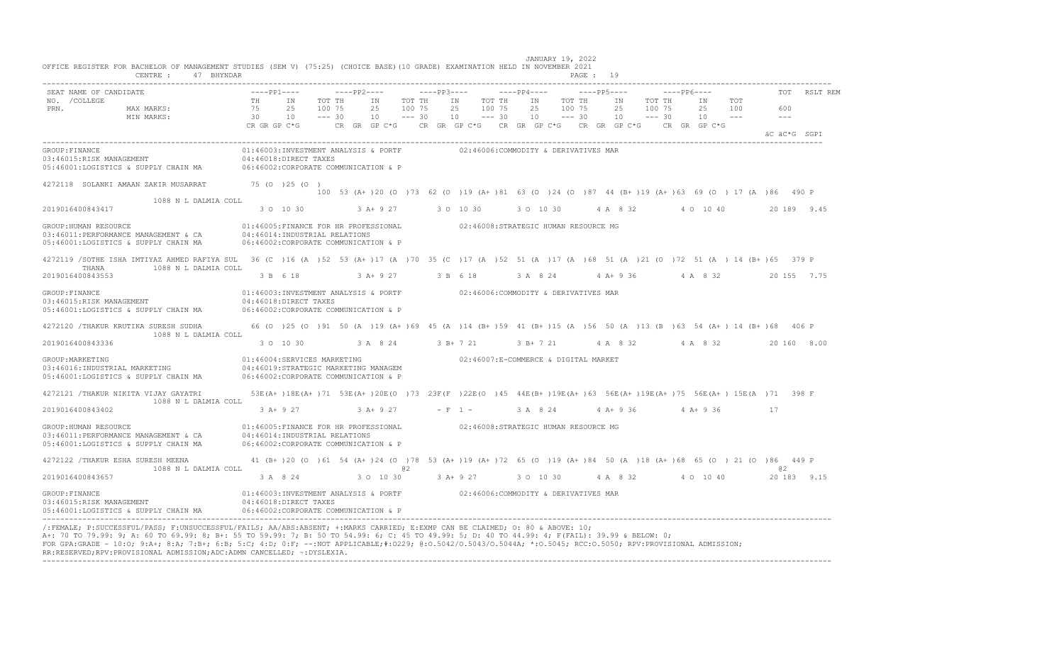JANUARY 19, 2022

OFFICE REGISTER FOR BACHELOR OF MANAGEMENT STUDIES (SEM V) (75:25) (CHOICE BASE)(10 GRADE) EXAMINATION HELD IN NOVEMBER 2021

CENTRE : 47 BHYNDAR

```
SEAT NAME OF CANDIDATE                 ----PP1----       ----PP2----       ----PP3----       ----PP4----       ----PP5----       ----PP6----            TOT  RSLT REM
NO.  /COLLEGE                          TH    IN    TOT TH    IN    TOT TH    IN    TOT TH    IN    TOT TH    IN    TOT TH    IN    TOT
PRN.            MAX MARKS:             75    25    100 75    25    100 75    25    100 75    25    100 75    25    100 75    25    100      600
                MIN MARKS:             30    10    --- 30    10    --- 30    10    --- 30    10    --- 30    10    --- 30    10    ---      ---
                                       CR GR GP C*G      CR GR GP C*G      CR GR GP C*G      CR GR GP C*G      CR GR GP C*G      CR GR GP C*G
                                                                                                                                           äC äC*G  SGPI
-----------------------------------------------------------------------------------------------------------------------------------------------------------
GROUP:FINANCE                          01:46003:INVESTMENT ANALYSIS & PORTF          02:46006:COMMODITY & DERIVATIVES MAR
03:46015:RISK MANAGEMENT               04:46018:DIRECT TAXES
05:46001:LOGISTICS & SUPPLY CHAIN MA   06:46002:CORPORATE COMMUNICATION & P

4272118  SOLANKI AMAAN ZAKIR MUSARRAT    75 (O  )25 (O  )
                                         100 53 (A+ )20 (O  )73 62 (O  )19 (A+ )81 63 (O  )24 (O  )87 44 (B+ )19 (A+ )63 69 (O  ) 17 (A  )86  490 P
         1088 N L DALMIA COLL
2019016400843417                         3 O  10 30       3 A+ 9 27       3 O  10 30       3 O  10 30       4 A  8 32       4 O  10 40       20 189  9.45

GROUP:HUMAN RESOURCE                   01:46005:FINANCE FOR HR PROFESSIONAL          02:46008:STRATEGIC HUMAN RESOURCE MG
03:46011:PERFORMANCE MANAGEMENT & CA   04:46014:INDUSTRIAL RELATIONS
05:46001:LOGISTICS & SUPPLY CHAIN MA   06:46002:CORPORATE COMMUNICATION & P

4272119 /SOTHE ISHA IMTIYAZ AHMED RAFIYA SUL  36 (C  )16 (A  )52 53 (A+ )17 (A  )70 35 (C  )17 (A  )52 51 (A  )17 (A  )68 51 (A  )21 (O  )72 51 (A  ) 14 (B+ )65  379 P
     THANA       1088 N L DALMIA COLL
2019016400843553                         3 B  6 18        3 A+ 9 27       3 B  6 18        3 A  8 24        4 A+ 9 36       4 A  8 32        20 155  7.75

GROUP:FINANCE                          01:46003:INVESTMENT ANALYSIS & PORTF          02:46006:COMMODITY & DERIVATIVES MAR
03:46015:RISK MANAGEMENT               04:46018:DIRECT TAXES
05:46001:LOGISTICS & SUPPLY CHAIN MA   06:46002:CORPORATE COMMUNICATION & P

4272120 /THAKUR KRUTIKA SURESH SUDHA     66 (O  )25 (O  )91 50 (A  )19 (A+ )69 45 (A  )14 (B+ )59 41 (B+ )15 (A  )56 50 (A  )13 (B  )63 54 (A+ ) 14 (B+ )68  406 P
         1088 N L DALMIA COLL
2019016400843336                         3 O  10 30       3 A  8 24       3 B+ 7 21        3 B+ 7 21       4 A  8 32       4 A  8 32        20 160  8.00

GROUP:MARKETING                        01:46004:SERVICES MARKETING                   02:46007:E-COMMERCE & DIGITAL MARKET
03:46016:INDUSTRIAL MARKETING          04:46019:STRATEGIC MARKETING MANAGEM
05:46001:LOGISTICS & SUPPLY CHAIN MA   06:46002:CORPORATE COMMUNICATION & P

4272121 /THAKUR NIKITA VIJAY GAYATRI     53E(A+ )18E(A+ )71 53E(A+ )20E(O )73 23F(F )22E(O )45 44E(B+ )19E(A+ )63 56E(A+ )19E(A+ )75 56E(A+ ) 15E(A )71  398 F
         1088 N L DALMIA COLL
2019016400843402                         3 A+ 9 27        3 A+ 9 27       - F  1 -         3 A  8 24       4 A+ 9 36       4 A+ 9 36        17

GROUP:HUMAN RESOURCE                   01:46005:FINANCE FOR HR PROFESSIONAL          02:46008:STRATEGIC HUMAN RESOURCE MG
03:46011:PERFORMANCE MANAGEMENT & CA   04:46014:INDUSTRIAL RELATIONS
05:46001:LOGISTICS & SUPPLY CHAIN MA   06:46002:CORPORATE COMMUNICATION & P

4272122 /THAKUR ESHA SURESH MEENA        41 (B+ )20 (O  )61 54 (A+ )24 (O  )78 53 (A+ )19 (A+ )72 65 (O  )19 (A+ )84 50 (A  )18 (A+ )68 65 (O  ) 21 (O  )86  449 P
         1088 N L DALMIA COLL                             @2                                                                                  @2
2019016400843657                         3 A  8 24        3 O  10 30      3 A+ 9 27        3 O  10 30      4 A  8 32       4 O  10 40       20 183  9.15

GROUP:FINANCE                          01:46003:INVESTMENT ANALYSIS & PORTF          02:46006:COMMODITY & DERIVATIVES MAR
03:46015:RISK MANAGEMENT               04:46018:DIRECT TAXES
05:46001:LOGISTICS & SUPPLY CHAIN MA   06:46002:CORPORATE COMMUNICATION & P
-----------------------------------------------------------------------------------------------------------------------------------------------------------
```

/:FEMALE; P:SUCCESSFUL/PASS; F:UNSUCCESSFUL/FAILS; AA/ABS:ABSENT; +:MARKS CARRIED; E:EXMP CAN BE CLAIMED; O: 80 & ABOVE: 10;
A+: 70 TO 79.99: 9; A: 60 TO 69.99: 8; B+: 55 TO 59.99: 7; B: 50 TO 54.99: 6; C: 45 TO 49.99: 5; D: 40 TO 44.99: 4; F(FAIL): 39.99 & BELOW: 0;
FOR GPA:GRADE - 10:O; 9:A+; 8:A; 7:B+; 6:B; 5:C; 4:D; 0:F; --:NOT APPLICABLE;#:O229; @:O.5042/O.5043/O.5044A; *:O.5045; RCC:O.5050; RPV:PROVISIONAL ADMISSION;
RR:RESERVED;RPV:PROVISIONAL ADMISSION;ADC:ADMN CANCELLED; ~:DYSLEXIA.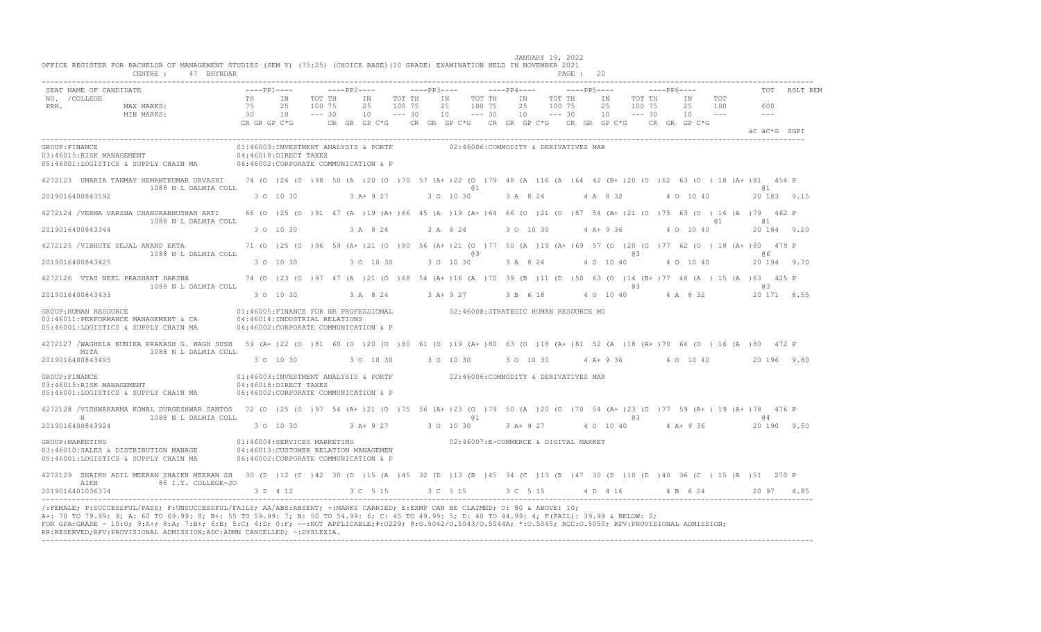JANUARY 19, 2022

OFFICE REGISTER FOR BACHELOR OF MANAGEMENT STUDIES (SEM V) (75:25) (CHOICE BASE)(10 GRADE) EXAMINATION HELD IN NOVEMBER 2021

CENTRE : 47 BHYNDAR PAGE : 20

```
SEAT NAME OF CANDIDATE                      ----PP1----       ----PP2----       ----PP3----       ----PP4----       ----PP5----       ----PP6----             TOT   RSLT REM
NO. /COLLEGE                                TH    IN    TOT TH    IN    TOT TH    IN    TOT TH    IN    TOT TH    IN    TOT TH    IN    TOT
PRN.            MAX MARKS:                  75    25    100 75    25    100 75    25    100 75    25    100 75    25    100 75    25    100       600
                MIN MARKS:                  30    10    --- 30    10    --- 30    10    --- 30    10    --- 30    10    --- 30    10    ---       ---
                                            CR GR GP C*G      CR GR GP C*G      CR GR GP C*G      CR GR GP C*G      CR GR GP C*G      CR GR GP C*G
                                                                                                                                              äC äC*G SGPI

GROUP:FINANCE                               01:46003:INVESTMENT ANALYSIS & PORTF           02:46006:COMMODITY & DERIVATIVES MAR
03:46015:RISK MANAGEMENT                    04:46018:DIRECT TAXES
05:46001:LOGISTICS & SUPPLY CHAIN MA        06:46002:CORPORATE COMMUNICATION & P

4272123  UMARIA TANMAY HEMANTKUMAR URVASHI   74 (O )24 (O )98 50 (A )20 (O )70 57 (A+ )22 (O )79 48 (A )16 (A )64 42 (B+ )20 (O )62 63 (O ) 18 (A+ )81  454 P
              1088 N L DALMIA COLL                                           @1                                                                 @1
2019016400843592                               3 O  10 30        3 A+ 9 27        3 O  10 30        3 A  8 24        4 A  8 32        4 O  10 40        20 183  9.15

4272124 /VERMA VARSHA CHANDRABHUSHAN ARTI    66 (O )25 (O )91 47 (A )19 (A+ )66 45 (A )19 (A+ )64 66 (O )21 (O )87 54 (A+ )21 (O )75 63 (O ) 16 (A )79  462 P
              1088 N L DALMIA COLL                                                                                                   @1         @1
2019016400843344                               3 O  10 30        3 A  8 24        3 A  8 24        3 O  10 30        4 A+ 9 36        4 O  10 40        20 184  9.20

4272125 /VIBHUTE SEJAL ANAND EKTA            71 (O )25 (O )96 59 (A+ )21 (O )80 56 (A+ )21 (O )77 50 (A )19 (A+ )69 57 (O )20 (O )77 62 (O ) 18 (A+ )80  479 P
              1088 N L DALMIA COLL                                           @3                                     @3                          @6
2019016400843425                               3 O  10 30        3 O  10 30        3 O  10 30        3 A  8 24        4 O  10 40        4 O  10 40        20 194  9.70

4272126  VYAS NEEL PRASHANT HARSHA           74 (O )23 (O )97 47 (A )21 (O )68 54 (A+ )16 (A )70 39 (B )11 (D )50 63 (O )14 (B+ )77 48 (A ) 15 (A )63  425 P
              1088 N L DALMIA COLL                                                                                  @3                          @3
2019016400843433                               3 O  10 30        3 A  8 24        3 A+ 9 27        3 B  6 18        4 O  10 40        4 A  8 32        20 171  8.55

GROUP:HUMAN RESOURCE                        01:46005:FINANCE FOR HR PROFESSIONAL           02:46008:STRATEGIC HUMAN RESOURCE MG
03:46011:PERFORMANCE MANAGEMENT & CA        04:46014:INDUSTRIAL RELATIONS
05:46001:LOGISTICS & SUPPLY CHAIN MA        06:46002:CORPORATE COMMUNICATION & P

4272127 /WAGHELA KUNIKA PRAKASH G. WAGH SUSH 59 (A+ )22 (O )81 60 (O )20 (O )80 61 (O )19 (A+ )80 63 (O )18 (A+ )81 52 (A )18 (A+ )70 64 (O ) 16 (A )80  472 P
       MITA     1088 N L DALMIA COLL
2019016400843495                               3 O  10 30        3 O  10 30        3 O  10 30        3 O  10 30        4 A+ 9 36        4 O  10 40        20 196  9.80

GROUP:FINANCE                               01:46003:INVESTMENT ANALYSIS & PORTF           02:46006:COMMODITY & DERIVATIVES MAR
03:46015:RISK MANAGEMENT                    04:46018:DIRECT TAXES
05:46001:LOGISTICS & SUPPLY CHAIN MA        06:46002:CORPORATE COMMUNICATION & P

4272128 /VISHWAKARMA KOMAL DURGESHWAR SANTOS 72 (O )25 (O )97 54 (A+ )21 (O )75 56 (A+ )23 (O )79 50 (A )20 (O )70 54 (A+ )23 (O )77 59 (A+ ) 19 (A+ )78  476 P
       H        1088 N L DALMIA COLL                                         @1                                     @3                          @4
2019016400843924                               3 O  10 30        3 A+ 9 27        3 O  10 30        3 A+ 9 27        4 O  10 40        4 A+ 9 36        20 190  9.50

GROUP:MARKETING                             01:46004:SERVICES MARKETING                    02:46007:E-COMMERCE & DIGITAL MARKET
03:46010:SALES & DISTRIBUTION MANAGE        04:46013:CUSTOMER RELATION MANAGEMEN
05:46001:LOGISTICS & SUPPLY CHAIN MA        06:46002:CORPORATE COMMUNICATION & P

4272129  SHAIKH ADIL MEERAN SHAIKH MEERAN SH 30 (D )12 (C )42 30 (D )15 (A )45 32 (D )13 (B )45 34 (C )13 (B )47 30 (D )10 (D )40 36 (C ) 15 (A )51  270 P
       AIKH     86 I.Y. COLLEGE-JO
2019016401036374                               3 D  4 12         3 C  5 15        3 C  5 15        3 C  5 15        4 D  4 16        4 B  6 24        20 97   4.85
```

/:FEMALE; P:SUCCESSFUL/PASS; F:UNSUCCESSFUL/FAILS; AA/ABS:ABSENT; +:MARKS CARRIED; E:EXMP CAN BE CLAIMED; O: 80 & ABOVE: 10;
A+: 70 TO 79.99: 9; A: 60 TO 69.99: 8; B+: 55 TO 59.99: 7; B: 50 TO 54.99: 6; C: 45 TO 49.99: 5; D: 40 TO 44.99: 4; F(FAIL): 39.99 & BELOW: 0;
FOR GPA:GRADE - 10:O; 9:A+; 8:A; 7:B+; 6:B; 5:C; 4:D; 0:F; --:NOT APPLICABLE;#:0229; @:O.5042/O.5043/O.5044A; *:O.5045; RCC:O.5050; RPV:PROVISIONAL ADMISSION;
RR:RESERVED;RPV:PROVISIONAL ADMISSION;ADC:ADMN CANCELLED; ~:DYSLEXIA.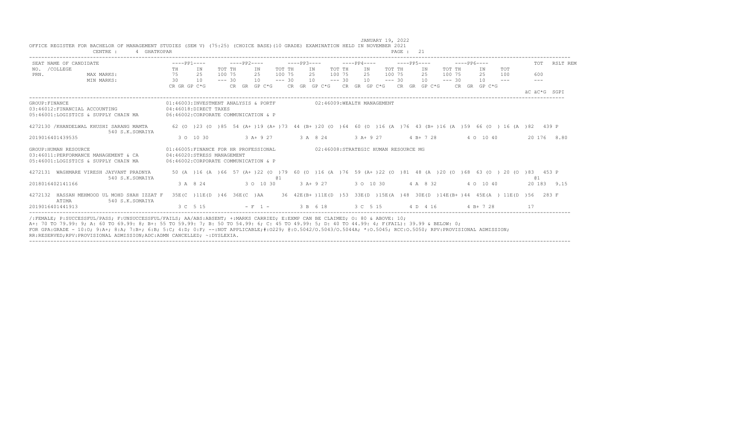JANUARY 19, 2022

OFFICE REGISTER FOR BACHELOR OF MANAGEMENT STUDIES (SEM V) (75:25) (CHOICE BASE)(10 GRADE) EXAMINATION HELD IN NOVEMBER 2021

CENTRE : 4 GHATKOPAR

```
SEAT NAME OF CANDIDATE                       ----PP1----        ----PP2----        ----PP3----        ----PP4----        ----PP5----        ----PP6----             TOT   RSLT REM
NO.  /COLLEGE                                TH     IN      TOT TH     IN      TOT TH     IN      TOT TH     IN      TOT TH     IN      TOT TH     IN     TOT
PRN.            MAX MARKS:                   75     25      100 75     25      100 75     25      100 75     25      100 75     25      100 75     25     100        600
                MIN MARKS:                   30     10      --- 30     10      --- 30     10      --- 30     10      --- 30     10      --- 30     10     ---        ---
                                             CR GR GP C*G       CR  GR  GP C*G     CR  GR  GP C*G     CR  GR  GP C*G     CR  GR  GP C*G     CR  GR  GP C*G
                                                                                                                                                                 äC äC*G  SGPI
---------------------------------------------------------------------------------------------------------------------------------------------------------------------------------
GROUP:FINANCE                                01:46003:INVESTMENT ANALYSIS & PORTF           02:46009:WEALTH MANAGEMENT
03:46012:FINANCIAL ACCOUNTING                04:46018:DIRECT TAXES
05:46001:LOGISTICS & SUPPLY CHAIN MA         06:46002:CORPORATE COMMUNICATION & P

4272130 /KHANDELWAL KHUSHI SARANG MAMTA       62 (O  )23 (O  )85  54 (A+ )19 (A+ )73  44 (B+ )20 (O  )64  60 (O  )16 (A  )76  43 (B+ )16 (A  )59  66 (O  ) 16 (A  )82   439 P
                540 S.K.SOMAIYA
2019016401439535                                3 O  10 30          3 A+ 9 27          3 A  8 24          3 A+ 9 27          4 B+ 7 28          4 O  10 40          20 176  8.80

GROUP:HUMAN RESOURCE                         01:46005:FINANCE FOR HR PROFESSIONAL           02:46008:STRATEGIC HUMAN RESOURCE MG
03:46011:PERFORMANCE MANAGEMENT & CA         04:46020:STRESS MANAGEMENT
05:46001:LOGISTICS & SUPPLY CHAIN MA         06:46002:CORPORATE COMMUNICATION & P

4272131  WAGHMARE VIRESH JAYVANT PRADNYA      50 (A  )16 (A  )66  57 (A+ )22 (O  )79  60 (O  )16 (A  )76  59 (A+ )22 (O  )81  48 (A  )20 (O  )68  63 (O  ) 20 (O  )83   453 P
                540 S.K.SOMAIYA                                                    @1                                                                                  @1
2018016402141166                                3 A  8 24           3 O  10 30         3 A+ 9 27          3 O  10 30         4 A  8 32          4 O  10 40          20 183  9.15

4272132  HASSAN MEHMOOD UL MOHD SHAH IZZAT F  35E(C  )11E(D  )46  36E(C  )AA      36  42E(B+ )11E(D  )53  33E(D  )15E(A  )48  30E(D  )14E(B+ )44  45E(A  ) 11E(D  )56   283 F
        ATIMA       540 S.K.SOMAIYA
2019016401441913                                3 C  5 15             - F  1 -         3 B  6 18          3 C  5 15          4 D  4 16          4 B+ 7 28           17
---------------------------------------------------------------------------------------------------------------------------------------------------------------------------------
```

/:FEMALE; P:SUCCESSFUL/PASS; F:UNSUCCESSFUL/FAILS; AA/ABS:ABSENT; +:MARKS CARRIED; E:EXMP CAN BE CLAIMED; O: 80 & ABOVE: 10;
A+: 70 TO 79.99: 9; A: 60 TO 69.99: 8; B+: 55 TO 59.99: 7; B: 50 TO 54.99: 6; C: 45 TO 49.99: 5; D: 40 TO 44.99: 4; F(FAIL): 39.99 & BELOW: 0;
FOR GPA:GRADE - 10:O; 9:A+; 8:A; 7:B+; 6:B; 5:C; 4:D; 0:F; --:NOT APPLICABLE;#:O229; @:O.5042/O.5043/O.5044A; *:O.5045; RCC:O.5050; RPV:PROVISIONAL ADMISSION;
RR:RESERVED;RPV:PROVISIONAL ADMISSION;ADC:ADMN CANCELLED; ~:DYSLEXIA.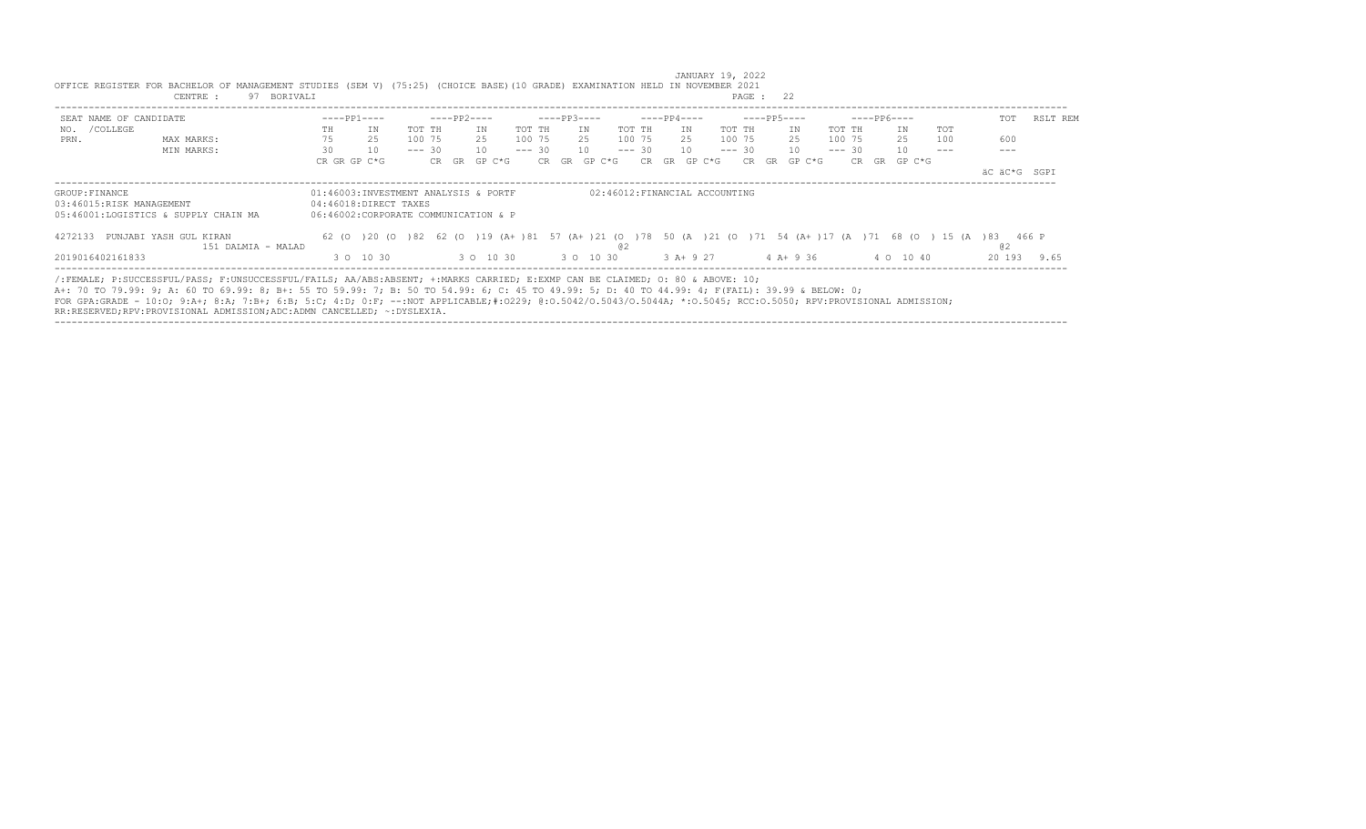JANUARY 19, 2022

OFFICE REGISTER FOR BACHELOR OF MANAGEMENT STUDIES (SEM V) (75:25) (CHOICE BASE)(10 GRADE) EXAMINATION HELD IN NOVEMBER 2021

CENTRE : 97 BORIVALI

| SEAT NO. / PRN. | NAME OF CANDIDATE / COLLEGE | PP1 TH | PP1 IN | PP1 TOT | PP2 TH | PP2 IN | PP2 TOT | PP3 TH | PP3 IN | PP3 TOT | PP4 TH | PP4 IN | PP4 TOT | PP5 TH | PP5 IN | PP5 TOT | PP6 TH | PP6 IN | PP6 TOT | TOT | RSLT REM |
|---|---|---|---|---|---|---|---|---|---|---|---|---|---|---|---|---|---|---|---|---|---|
| | MAX MARKS: | 75 | 25 | 100 | 75 | 25 | 100 | 75 | 25 | 100 | 75 | 25 | 100 | 75 | 25 | 100 | 75 | 25 | 100 | 600 | |
| | MIN MARKS: | 30 | 10 | --- | 30 | 10 | --- | 30 | 10 | --- | 30 | 10 | --- | 30 | 10 | --- | 30 | 10 | --- | --- | |
| | | CR GR GP C*G | | | CR GR GP C*G | | | CR GR GP C*G | | | CR GR GP C*G | | | CR GR GP C*G | | | CR GR GP C*G | | | äC äC*G | SGPI |

GROUP:FINANCE

01:46003:INVESTMENT ANALYSIS & PORTF

02:46012:FINANCIAL ACCOUNTING

03:46015:RISK MANAGEMENT

04:46018:DIRECT TAXES

05:46001:LOGISTICS & SUPPLY CHAIN MA

06:46002:CORPORATE COMMUNICATION & P

| SEAT NO. / PRN. | NAME OF CANDIDATE / COLLEGE | PP1 TH | PP1 IN | PP1 TOT | PP2 TH | PP2 IN | PP2 TOT | PP3 TH | PP3 IN | PP3 TOT | PP4 TH | PP4 IN | PP4 TOT | PP5 TH | PP5 IN | PP5 TOT | PP6 TH | PP6 IN | PP6 TOT | TOT | RSLT REM |
|---|---|---|---|---|---|---|---|---|---|---|---|---|---|---|---|---|---|---|---|---|---|
| 4272133 | PUNJABI YASH GUL KIRAN / 151 DALMIA - MALAD | 62 (O ) | 20 (O ) | 82 | 62 (O ) | 19 (A+ ) | 81 | 57 (A+ ) | 21 (O ) | 78 @2 | 50 (A ) | 21 (O ) | 71 | 54 (A+ ) | 17 (A ) | 71 | 68 (O ) | 15 (A ) | 83 | 466 @2 | P |
| 2019016402161833 | | 3 O 10 30 | | | 3 O 10 30 | | | 3 O 10 30 | | | 3 A+ 9 27 | | | 4 A+ 9 36 | | | 4 O 10 40 | | | 20 193 | 9.65 |

/:FEMALE; P:SUCCESSFUL/PASS; F:UNSUCCESSFUL/FAILS; AA/ABS:ABSENT; +:MARKS CARRIED; E:EXMP CAN BE CLAIMED; O: 80 & ABOVE: 10;
A+: 70 TO 79.99: 9; A: 60 TO 69.99: 8; B+: 55 TO 59.99: 7; B: 50 TO 54.99: 6; C: 45 TO 49.99: 5; D: 40 TO 44.99: 4; F(FAIL): 39.99 & BELOW: 0;
FOR GPA:GRADE - 10:O; 9:A+; 8:A; 7:B+; 6:B; 5:C; 4:D; 0:F; --:NOT APPLICABLE;#:O229; @:O.5042/O.5043/O.5044A; *:O.5045; RCC:O.5050; RPV:PROVISIONAL ADMISSION;
RR:RESERVED;RPV:PROVISIONAL ADMISSION;ADC:ADMN CANCELLED; ~:DYSLEXIA.